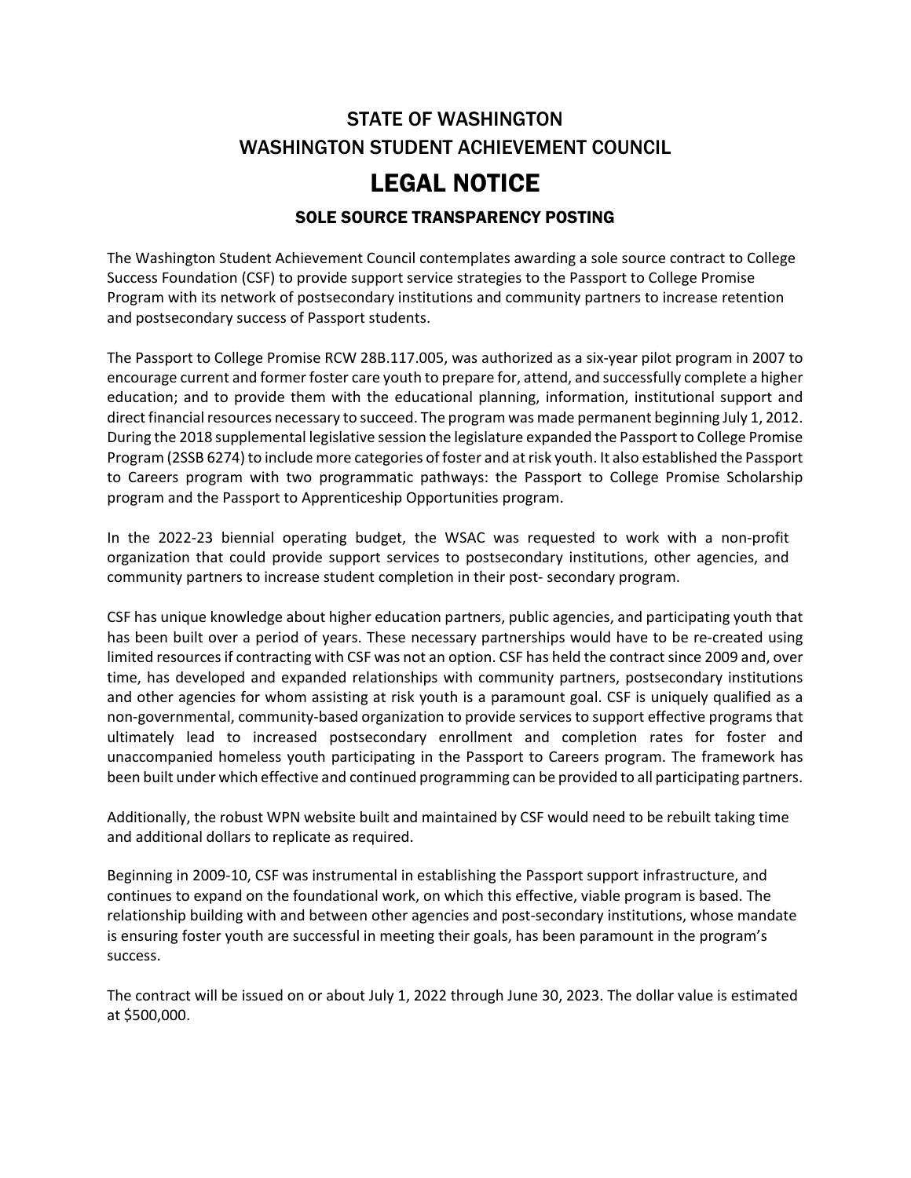# STATE OF WASHINGTON
# WASHINGTON STUDENT ACHIEVEMENT COUNCIL

# LEGAL NOTICE

## SOLE SOURCE TRANSPARENCY POSTING

The Washington Student Achievement Council contemplates awarding a sole source contract to College Success Foundation (CSF) to provide support service strategies to the Passport to College Promise Program with its network of postsecondary institutions and community partners to increase retention and postsecondary success of Passport students.

The Passport to College Promise RCW 28B.117.005, was authorized as a six-year pilot program in 2007 to encourage current and former foster care youth to prepare for, attend, and successfully complete a higher education; and to provide them with the educational planning, information, institutional support and direct financial resources necessary to succeed. The program was made permanent beginning July 1, 2012. During the 2018 supplemental legislative session the legislature expanded the Passport to College Promise Program (2SSB 6274) to include more categories of foster and at risk youth. It also established the Passport to Careers program with two programmatic pathways: the Passport to College Promise Scholarship program and the Passport to Apprenticeship Opportunities program.

In the 2022-23 biennial operating budget, the WSAC was requested to work with a non-profit organization that could provide support services to postsecondary institutions, other agencies, and community partners to increase student completion in their post- secondary program.

CSF has unique knowledge about higher education partners, public agencies, and participating youth that has been built over a period of years. These necessary partnerships would have to be re-created using limited resources if contracting with CSF was not an option. CSF has held the contract since 2009 and, over time, has developed and expanded relationships with community partners, postsecondary institutions and other agencies for whom assisting at risk youth is a paramount goal. CSF is uniquely qualified as a non-governmental, community-based organization to provide services to support effective programs that ultimately lead to increased postsecondary enrollment and completion rates for foster and unaccompanied homeless youth participating in the Passport to Careers program. The framework has been built under which effective and continued programming can be provided to all participating partners.

Additionally, the robust WPN website built and maintained by CSF would need to be rebuilt taking time and additional dollars to replicate as required.

Beginning in 2009-10, CSF was instrumental in establishing the Passport support infrastructure, and continues to expand on the foundational work, on which this effective, viable program is based. The relationship building with and between other agencies and post-secondary institutions, whose mandate is ensuring foster youth are successful in meeting their goals, has been paramount in the program's success.

The contract will be issued on or about July 1, 2022 through June 30, 2023. The dollar value is estimated at $500,000.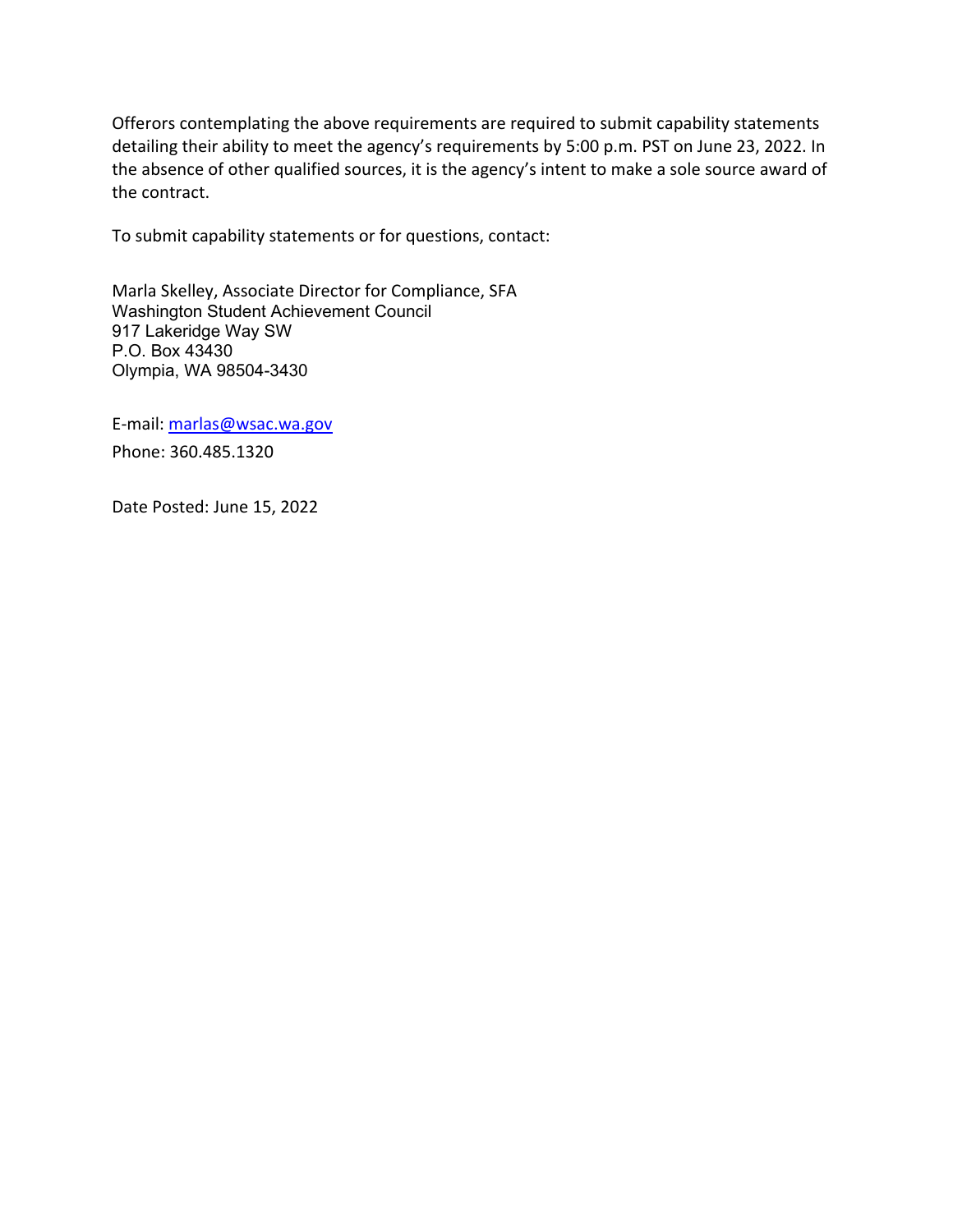Offerors contemplating the above requirements are required to submit capability statements detailing their ability to meet the agency's requirements by 5:00 p.m. PST on June 23, 2022. In the absence of other qualified sources, it is the agency's intent to make a sole source award of the contract.

To submit capability statements or for questions, contact:

Marla Skelley, Associate Director for Compliance, SFA
Washington Student Achievement Council
917 Lakeridge Way SW
P.O. Box 43430
Olympia, WA 98504-3430

E-mail: marlas@wsac.wa.gov

Phone: 360.485.1320

Date Posted: June 15, 2022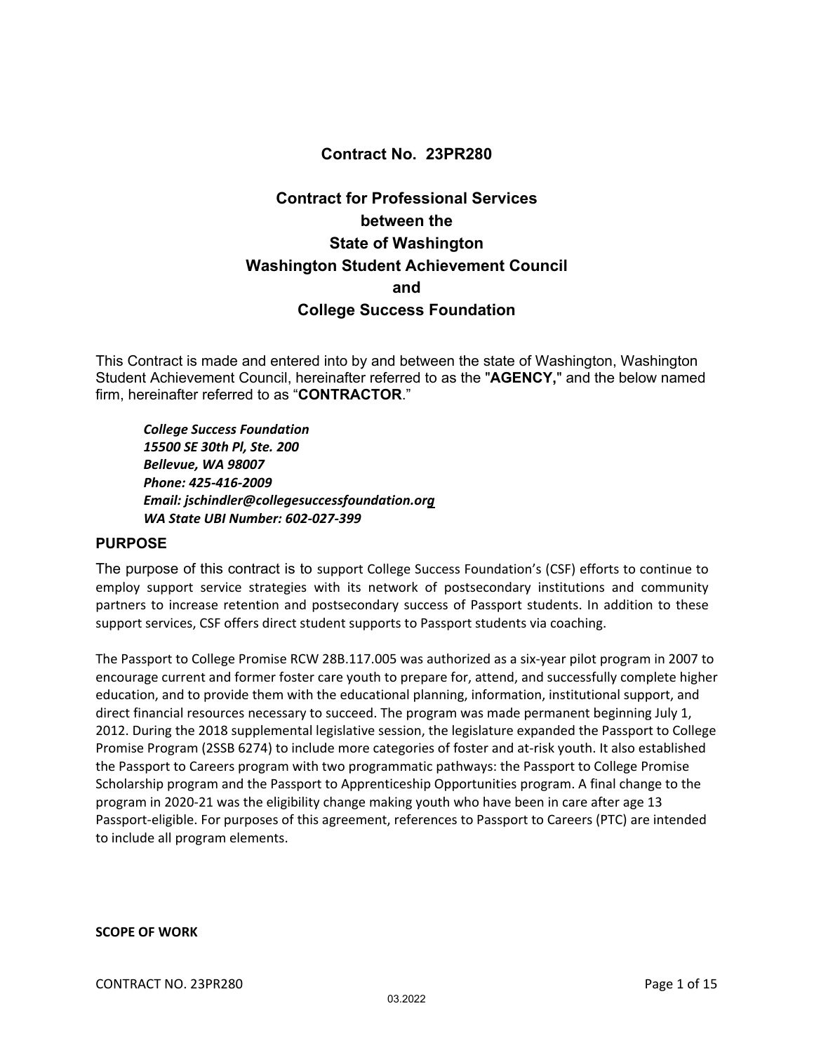## Contract No. 23PR280

## Contract for Professional Services
## between the
## State of Washington
## Washington Student Achievement Council
## and
## College Success Foundation

This Contract is made and entered into by and between the state of Washington, Washington Student Achievement Council, hereinafter referred to as the "**AGENCY,**" and the below named firm, hereinafter referred to as "**CONTRACTOR**."

> ***College Success Foundation***
> ***15500 SE 30th Pl, Ste. 200***
> ***Bellevue, WA 98007***
> ***Phone: 425-416-2009***
> ***Email: jschindler@collegesuccessfoundation.org***
> ***WA State UBI Number: 602-027-399***

### PURPOSE

The purpose of this contract is to support College Success Foundation's (CSF) efforts to continue to employ support service strategies with its network of postsecondary institutions and community partners to increase retention and postsecondary success of Passport students. In addition to these support services, CSF offers direct student supports to Passport students via coaching.

The Passport to College Promise RCW 28B.117.005 was authorized as a six-year pilot program in 2007 to encourage current and former foster care youth to prepare for, attend, and successfully complete higher education, and to provide them with the educational planning, information, institutional support, and direct financial resources necessary to succeed. The program was made permanent beginning July 1, 2012. During the 2018 supplemental legislative session, the legislature expanded the Passport to College Promise Program (2SSB 6274) to include more categories of foster and at-risk youth. It also established the Passport to Careers program with two programmatic pathways: the Passport to College Promise Scholarship program and the Passport to Apprenticeship Opportunities program. A final change to the program in 2020-21 was the eligibility change making youth who have been in care after age 13 Passport-eligible. For purposes of this agreement, references to Passport to Careers (PTC) are intended to include all program elements.

**SCOPE OF WORK**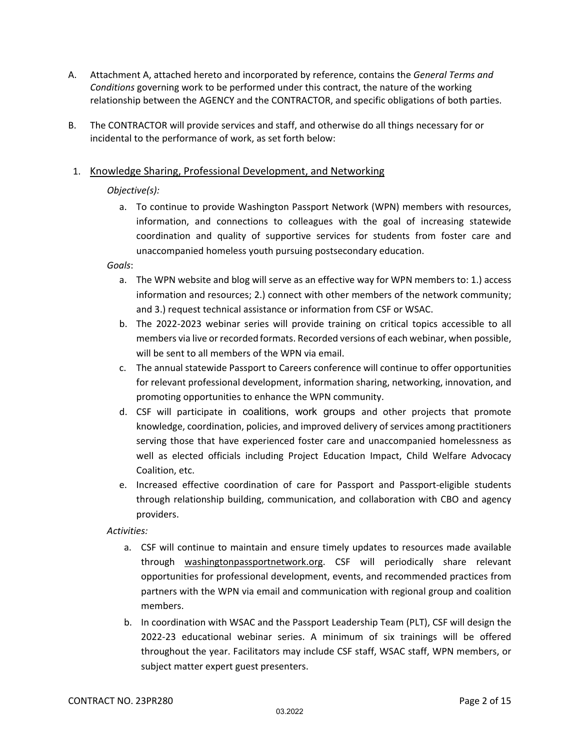A. Attachment A, attached hereto and incorporated by reference, contains the *General Terms and Conditions* governing work to be performed under this contract, the nature of the working relationship between the AGENCY and the CONTRACTOR, and specific obligations of both parties.

B. The CONTRACTOR will provide services and staff, and otherwise do all things necessary for or incidental to the performance of work, as set forth below:

1. <u>Knowledge Sharing, Professional Development, and Networking</u>

   *Objective(s):*

   a. To continue to provide Washington Passport Network (WPN) members with resources, information, and connections to colleagues with the goal of increasing statewide coordination and quality of supportive services for students from foster care and unaccompanied homeless youth pursuing postsecondary education.

   *Goals*:

   a. The WPN website and blog will serve as an effective way for WPN members to: 1.) access information and resources; 2.) connect with other members of the network community; and 3.) request technical assistance or information from CSF or WSAC.
   b. The 2022-2023 webinar series will provide training on critical topics accessible to all members via live or recorded formats. Recorded versions of each webinar, when possible, will be sent to all members of the WPN via email.
   c. The annual statewide Passport to Careers conference will continue to offer opportunities for relevant professional development, information sharing, networking, innovation, and promoting opportunities to enhance the WPN community.
   d. CSF will participate in coalitions, work groups and other projects that promote knowledge, coordination, policies, and improved delivery of services among practitioners serving those that have experienced foster care and unaccompanied homelessness as well as elected officials including Project Education Impact, Child Welfare Advocacy Coalition, etc.
   e. Increased effective coordination of care for Passport and Passport-eligible students through relationship building, communication, and collaboration with CBO and agency providers.

   *Activities:*

   a. CSF will continue to maintain and ensure timely updates to resources made available through washingtonpassportnetwork.org. CSF will periodically share relevant opportunities for professional development, events, and recommended practices from partners with the WPN via email and communication with regional group and coalition members.
   b. In coordination with WSAC and the Passport Leadership Team (PLT), CSF will design the 2022-23 educational webinar series. A minimum of six trainings will be offered throughout the year. Facilitators may include CSF staff, WSAC staff, WPN members, or subject matter expert guest presenters.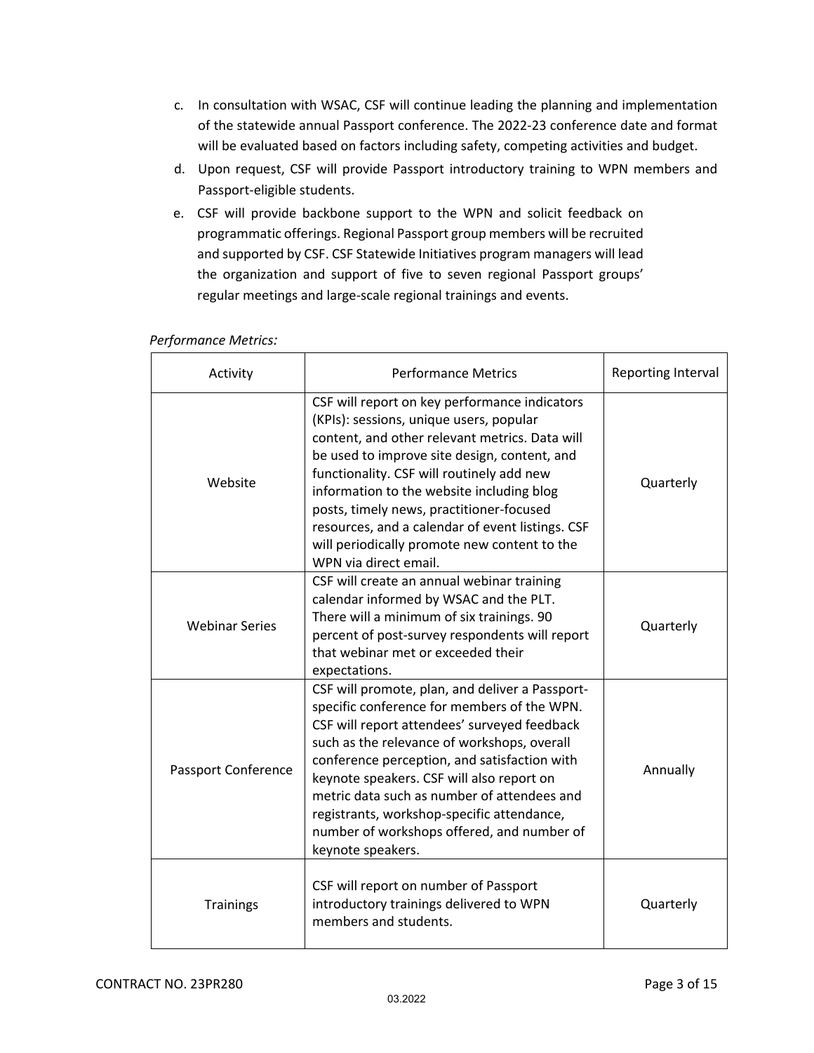c. In consultation with WSAC, CSF will continue leading the planning and implementation of the statewide annual Passport conference. The 2022-23 conference date and format will be evaluated based on factors including safety, competing activities and budget.

d. Upon request, CSF will provide Passport introductory training to WPN members and Passport-eligible students.

e. CSF will provide backbone support to the WPN and solicit feedback on programmatic offerings. Regional Passport group members will be recruited and supported by CSF. CSF Statewide Initiatives program managers will lead the organization and support of five to seven regional Passport groups' regular meetings and large-scale regional trainings and events.

*Performance Metrics:*

| Activity | Performance Metrics | Reporting Interval |
|---|---|---|
| Website | CSF will report on key performance indicators (KPIs): sessions, unique users, popular content, and other relevant metrics. Data will be used to improve site design, content, and functionality. CSF will routinely add new information to the website including blog posts, timely news, practitioner-focused resources, and a calendar of event listings. CSF will periodically promote new content to the WPN via direct email. | Quarterly |
| Webinar Series | CSF will create an annual webinar training calendar informed by WSAC and the PLT. There will a minimum of six trainings. 90 percent of post-survey respondents will report that webinar met or exceeded their expectations. | Quarterly |
| Passport Conference | CSF will promote, plan, and deliver a Passport-specific conference for members of the WPN. CSF will report attendees' surveyed feedback such as the relevance of workshops, overall conference perception, and satisfaction with keynote speakers. CSF will also report on metric data such as number of attendees and registrants, workshop-specific attendance, number of workshops offered, and number of keynote speakers. | Annually |
| Trainings | CSF will report on number of Passport introductory trainings delivered to WPN members and students. | Quarterly |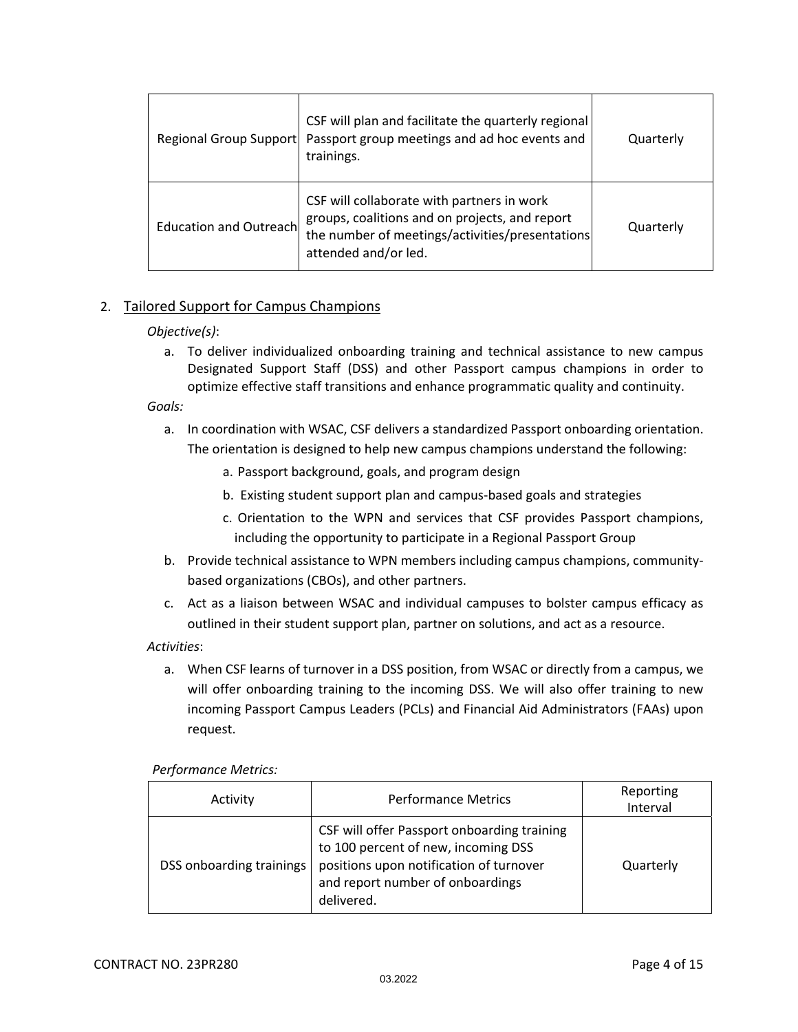| Regional Group Support | CSF will plan and facilitate the quarterly regional Passport group meetings and ad hoc events and trainings. | Quarterly |
|---|---|---|
| Education and Outreach | CSF will collaborate with partners in work groups, coalitions and on projects, and report the number of meetings/activities/presentations attended and/or led. | Quarterly |

2. Tailored Support for Campus Champions

*Objective(s)*:

a. To deliver individualized onboarding training and technical assistance to new campus Designated Support Staff (DSS) and other Passport campus champions in order to optimize effective staff transitions and enhance programmatic quality and continuity.

*Goals:*

a. In coordination with WSAC, CSF delivers a standardized Passport onboarding orientation. The orientation is designed to help new campus champions understand the following:
   - a. Passport background, goals, and program design
   - b. Existing student support plan and campus-based goals and strategies
   - c. Orientation to the WPN and services that CSF provides Passport champions, including the opportunity to participate in a Regional Passport Group

b. Provide technical assistance to WPN members including campus champions, community-based organizations (CBOs), and other partners.

c. Act as a liaison between WSAC and individual campuses to bolster campus efficacy as outlined in their student support plan, partner on solutions, and act as a resource.

*Activities*:

a. When CSF learns of turnover in a DSS position, from WSAC or directly from a campus, we will offer onboarding training to the incoming DSS. We will also offer training to new incoming Passport Campus Leaders (PCLs) and Financial Aid Administrators (FAAs) upon request.

*Performance Metrics:*

| Activity | Performance Metrics | Reporting Interval |
|---|---|---|
| DSS onboarding trainings | CSF will offer Passport onboarding training to 100 percent of new, incoming DSS positions upon notification of turnover and report number of onboardings delivered. | Quarterly |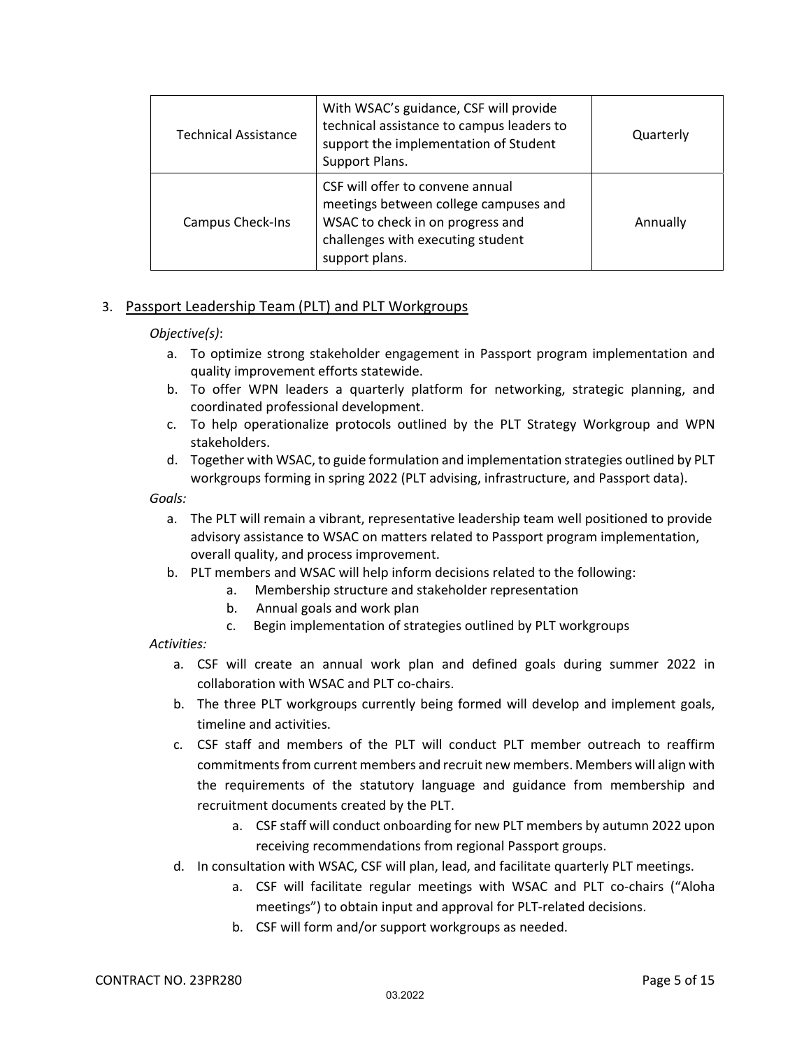| Technical Assistance | With WSAC's guidance, CSF will provide technical assistance to campus leaders to support the implementation of Student Support Plans. | Quarterly |
|---|---|---|
| Campus Check-Ins | CSF will offer to convene annual meetings between college campuses and WSAC to check in on progress and challenges with executing student support plans. | Annually |

3. <u>Passport Leadership Team (PLT) and PLT Workgroups</u>

*Objective(s)*:

a. To optimize strong stakeholder engagement in Passport program implementation and quality improvement efforts statewide.
b. To offer WPN leaders a quarterly platform for networking, strategic planning, and coordinated professional development.
c. To help operationalize protocols outlined by the PLT Strategy Workgroup and WPN stakeholders.
d. Together with WSAC, to guide formulation and implementation strategies outlined by PLT workgroups forming in spring 2022 (PLT advising, infrastructure, and Passport data).

*Goals:*

a. The PLT will remain a vibrant, representative leadership team well positioned to provide advisory assistance to WSAC on matters related to Passport program implementation, overall quality, and process improvement.
b. PLT members and WSAC will help inform decisions related to the following:
    a. Membership structure and stakeholder representation
    b. Annual goals and work plan
    c. Begin implementation of strategies outlined by PLT workgroups

*Activities:*

a. CSF will create an annual work plan and defined goals during summer 2022 in collaboration with WSAC and PLT co-chairs.
b. The three PLT workgroups currently being formed will develop and implement goals, timeline and activities.
c. CSF staff and members of the PLT will conduct PLT member outreach to reaffirm commitments from current members and recruit new members. Members will align with the requirements of the statutory language and guidance from membership and recruitment documents created by the PLT.
    a. CSF staff will conduct onboarding for new PLT members by autumn 2022 upon receiving recommendations from regional Passport groups.
d. In consultation with WSAC, CSF will plan, lead, and facilitate quarterly PLT meetings.
    a. CSF will facilitate regular meetings with WSAC and PLT co-chairs ("Aloha meetings") to obtain input and approval for PLT-related decisions.
    b. CSF will form and/or support workgroups as needed.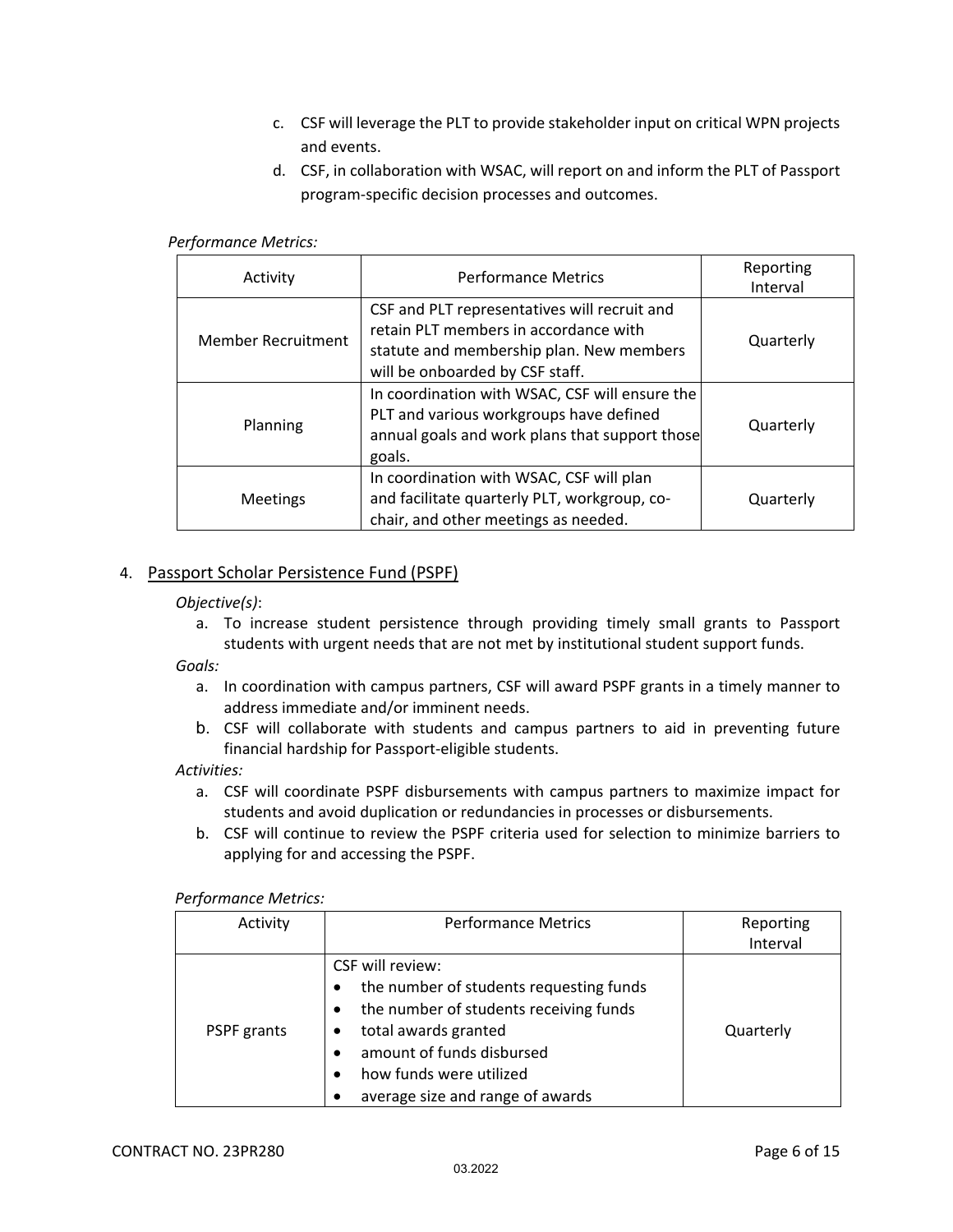c. CSF will leverage the PLT to provide stakeholder input on critical WPN projects and events.

d. CSF, in collaboration with WSAC, will report on and inform the PLT of Passport program-specific decision processes and outcomes.

*Performance Metrics:*

| Activity | Performance Metrics | Reporting Interval |
|---|---|---|
| Member Recruitment | CSF and PLT representatives will recruit and retain PLT members in accordance with statute and membership plan. New members will be onboarded by CSF staff. | Quarterly |
| Planning | In coordination with WSAC, CSF will ensure the PLT and various workgroups have defined annual goals and work plans that support those goals. | Quarterly |
| Meetings | In coordination with WSAC, CSF will plan and facilitate quarterly PLT, workgroup, co-chair, and other meetings as needed. | Quarterly |

4. Passport Scholar Persistence Fund (PSPF)

*Objective(s)*:

a. To increase student persistence through providing timely small grants to Passport students with urgent needs that are not met by institutional student support funds.

*Goals:*

a. In coordination with campus partners, CSF will award PSPF grants in a timely manner to address immediate and/or imminent needs.

b. CSF will collaborate with students and campus partners to aid in preventing future financial hardship for Passport-eligible students.

*Activities:*

a. CSF will coordinate PSPF disbursements with campus partners to maximize impact for students and avoid duplication or redundancies in processes or disbursements.

b. CSF will continue to review the PSPF criteria used for selection to minimize barriers to applying for and accessing the PSPF.

*Performance Metrics:*

| Activity | Performance Metrics | Reporting Interval |
|---|---|---|
| PSPF grants | CSF will review:<br>• the number of students requesting funds<br>• the number of students receiving funds<br>• total awards granted<br>• amount of funds disbursed<br>• how funds were utilized<br>• average size and range of awards | Quarterly |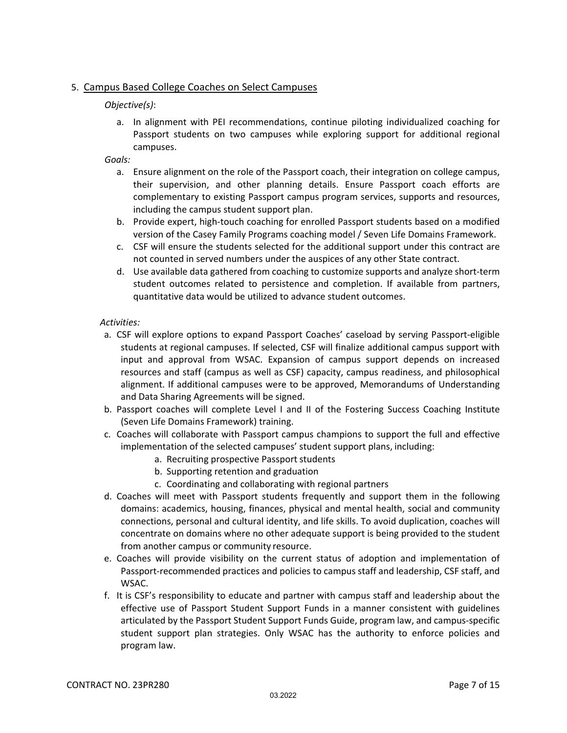5. <u>Campus Based College Coaches on Select Campuses</u>

*Objective(s)*:

a. In alignment with PEI recommendations, continue piloting individualized coaching for Passport students on two campuses while exploring support for additional regional campuses.

*Goals:*

a. Ensure alignment on the role of the Passport coach, their integration on college campus, their supervision, and other planning details. Ensure Passport coach efforts are complementary to existing Passport campus program services, supports and resources, including the campus student support plan.
b. Provide expert, high-touch coaching for enrolled Passport students based on a modified version of the Casey Family Programs coaching model / Seven Life Domains Framework.
c. CSF will ensure the students selected for the additional support under this contract are not counted in served numbers under the auspices of any other State contract.
d. Use available data gathered from coaching to customize supports and analyze short-term student outcomes related to persistence and completion. If available from partners, quantitative data would be utilized to advance student outcomes.

*Activities:*

a. CSF will explore options to expand Passport Coaches' caseload by serving Passport-eligible students at regional campuses. If selected, CSF will finalize additional campus support with input and approval from WSAC. Expansion of campus support depends on increased resources and staff (campus as well as CSF) capacity, campus readiness, and philosophical alignment. If additional campuses were to be approved, Memorandums of Understanding and Data Sharing Agreements will be signed.
b. Passport coaches will complete Level I and II of the Fostering Success Coaching Institute (Seven Life Domains Framework) training.
c. Coaches will collaborate with Passport campus champions to support the full and effective implementation of the selected campuses' student support plans, including:
    a. Recruiting prospective Passport students
    b. Supporting retention and graduation
    c. Coordinating and collaborating with regional partners
d. Coaches will meet with Passport students frequently and support them in the following domains: academics, housing, finances, physical and mental health, social and community connections, personal and cultural identity, and life skills. To avoid duplication, coaches will concentrate on domains where no other adequate support is being provided to the student from another campus or community resource.
e. Coaches will provide visibility on the current status of adoption and implementation of Passport-recommended practices and policies to campus staff and leadership, CSF staff, and WSAC.
f. It is CSF's responsibility to educate and partner with campus staff and leadership about the effective use of Passport Student Support Funds in a manner consistent with guidelines articulated by the Passport Student Support Funds Guide, program law, and campus-specific student support plan strategies. Only WSAC has the authority to enforce policies and program law.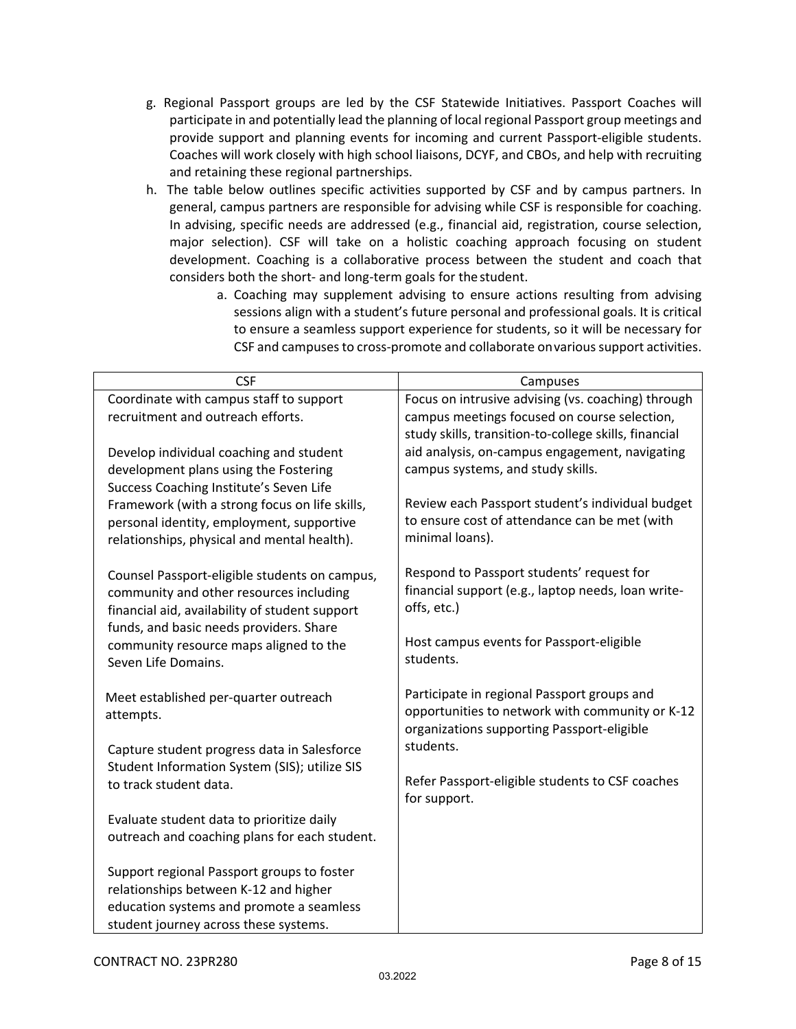g. Regional Passport groups are led by the CSF Statewide Initiatives. Passport Coaches will participate in and potentially lead the planning of local regional Passport group meetings and provide support and planning events for incoming and current Passport-eligible students. Coaches will work closely with high school liaisons, DCYF, and CBOs, and help with recruiting and retaining these regional partnerships.

h. The table below outlines specific activities supported by CSF and by campus partners. In general, campus partners are responsible for advising while CSF is responsible for coaching. In advising, specific needs are addressed (e.g., financial aid, registration, course selection, major selection). CSF will take on a holistic coaching approach focusing on student development. Coaching is a collaborative process between the student and coach that considers both the short- and long-term goals for the student.

   a. Coaching may supplement advising to ensure actions resulting from advising sessions align with a student's future personal and professional goals. It is critical to ensure a seamless support experience for students, so it will be necessary for CSF and campuses to cross-promote and collaborate on various support activities.

| CSF | Campuses |
|---|---|
| Coordinate with campus staff to support recruitment and outreach efforts.<br><br>Develop individual coaching and student development plans using the Fostering Success Coaching Institute's Seven Life Framework (with a strong focus on life skills, personal identity, employment, supportive relationships, physical and mental health).<br><br>Counsel Passport-eligible students on campus, community and other resources including financial aid, availability of student support funds, and basic needs providers. Share community resource maps aligned to the Seven Life Domains.<br><br>Meet established per-quarter outreach attempts.<br><br>Capture student progress data in Salesforce Student Information System (SIS); utilize SIS to track student data.<br><br>Evaluate student data to prioritize daily outreach and coaching plans for each student.<br><br>Support regional Passport groups to foster relationships between K-12 and higher education systems and promote a seamless student journey across these systems. | Focus on intrusive advising (vs. coaching) through campus meetings focused on course selection, study skills, transition-to-college skills, financial aid analysis, on-campus engagement, navigating campus systems, and study skills.<br><br>Review each Passport student's individual budget to ensure cost of attendance can be met (with minimal loans).<br><br>Respond to Passport students' request for financial support (e.g., laptop needs, loan write-offs, etc.)<br><br>Host campus events for Passport-eligible students.<br><br>Participate in regional Passport groups and opportunities to network with community or K-12 organizations supporting Passport-eligible students.<br><br>Refer Passport-eligible students to CSF coaches for support. |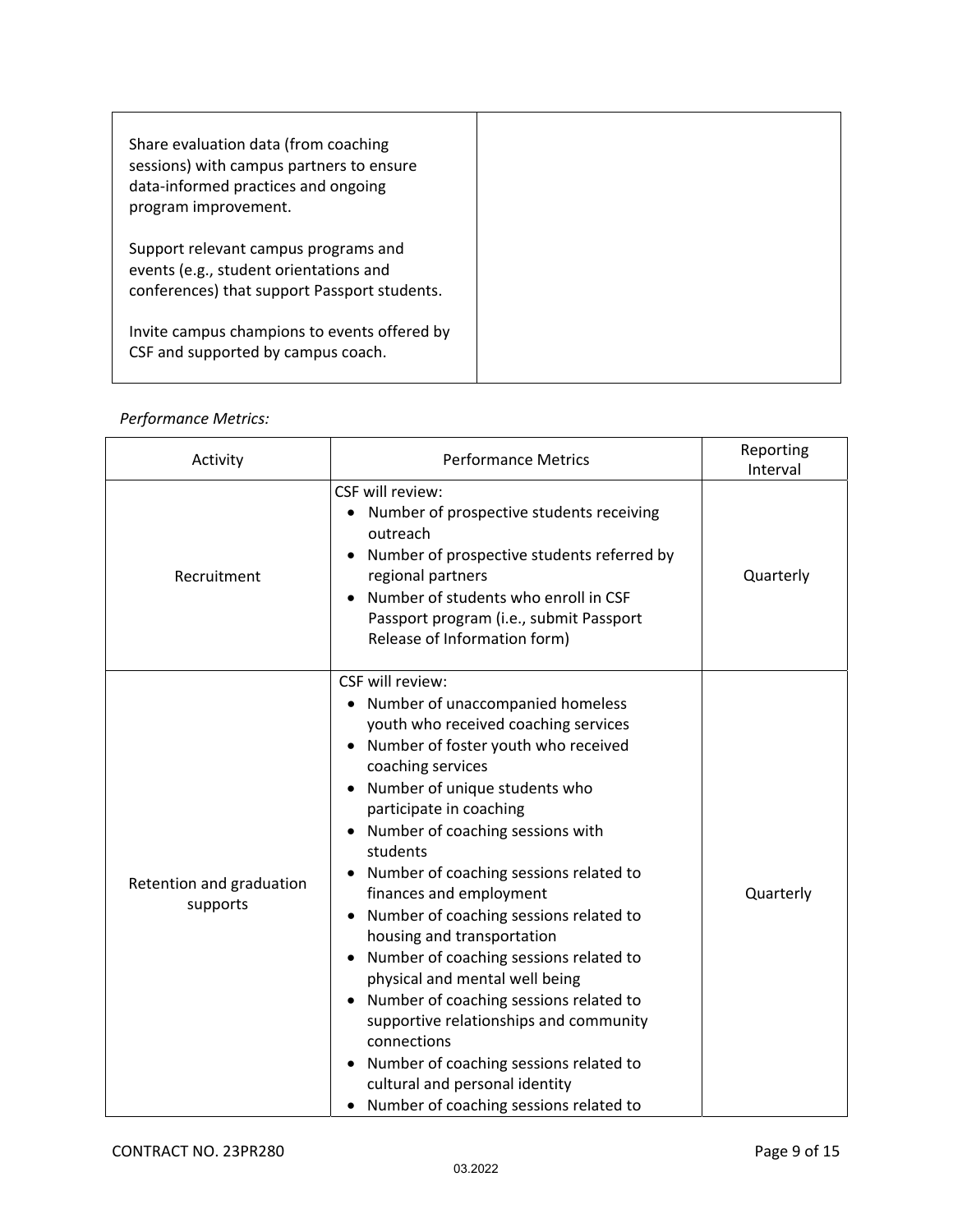| | |
|---|---|
| Share evaluation data (from coaching sessions) with campus partners to ensure data-informed practices and ongoing program improvement.<br><br>Support relevant campus programs and events (e.g., student orientations and conferences) that support Passport students.<br><br>Invite campus champions to events offered by CSF and supported by campus coach. | |

*Performance Metrics:*

| Activity | Performance Metrics | Reporting Interval |
|---|---|---|
| Recruitment | CSF will review:<br>• Number of prospective students receiving outreach<br>• Number of prospective students referred by regional partners<br>• Number of students who enroll in CSF Passport program (i.e., submit Passport Release of Information form) | Quarterly |
| Retention and graduation supports | CSF will review:<br>• Number of unaccompanied homeless youth who received coaching services<br>• Number of foster youth who received coaching services<br>• Number of unique students who participate in coaching<br>• Number of coaching sessions with students<br>• Number of coaching sessions related to finances and employment<br>• Number of coaching sessions related to housing and transportation<br>• Number of coaching sessions related to physical and mental well being<br>• Number of coaching sessions related to supportive relationships and community connections<br>• Number of coaching sessions related to cultural and personal identity<br>• Number of coaching sessions related to | Quarterly |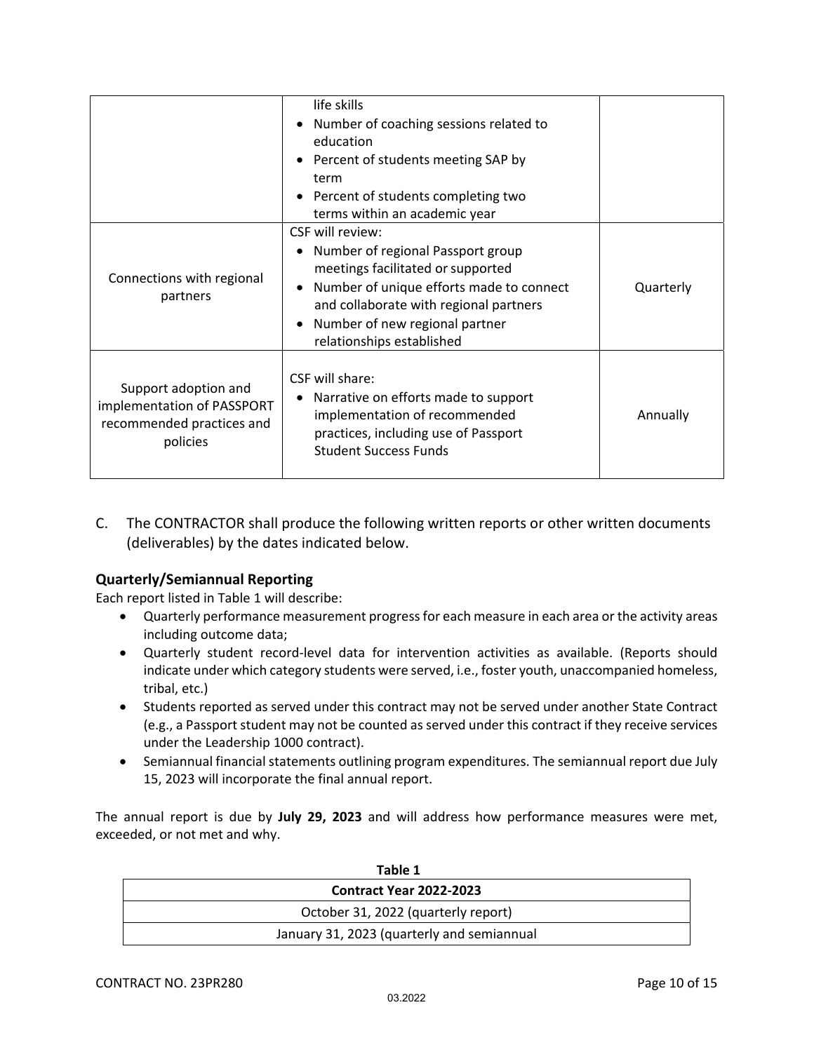| | | |
|---|---|---|
| | life skills<br>• Number of coaching sessions related to education<br>• Percent of students meeting SAP by term<br>• Percent of students completing two terms within an academic year | |
| Connections with regional partners | CSF will review:<br>• Number of regional Passport group meetings facilitated or supported<br>• Number of unique efforts made to connect and collaborate with regional partners<br>• Number of new regional partner relationships established | Quarterly |
| Support adoption and implementation of PASSPORT recommended practices and policies | CSF will share:<br>• Narrative on efforts made to support implementation of recommended practices, including use of Passport Student Success Funds | Annually |

C. The CONTRACTOR shall produce the following written reports or other written documents (deliverables) by the dates indicated below.

### Quarterly/Semiannual Reporting

Each report listed in Table 1 will describe:

- Quarterly performance measurement progress for each measure in each area or the activity areas including outcome data;
- Quarterly student record-level data for intervention activities as available. (Reports should indicate under which category students were served, i.e., foster youth, unaccompanied homeless, tribal, etc.)
- Students reported as served under this contract may not be served under another State Contract (e.g., a Passport student may not be counted as served under this contract if they receive services under the Leadership 1000 contract).
- Semiannual financial statements outlining program expenditures. The semiannual report due July 15, 2023 will incorporate the final annual report.

The annual report is due by **July 29, 2023** and will address how performance measures were met, exceeded, or not met and why.

**Table 1**

| **Contract Year 2022-2023** |
|---|
| October 31, 2022 (quarterly report) |
| January 31, 2023 (quarterly and semiannual |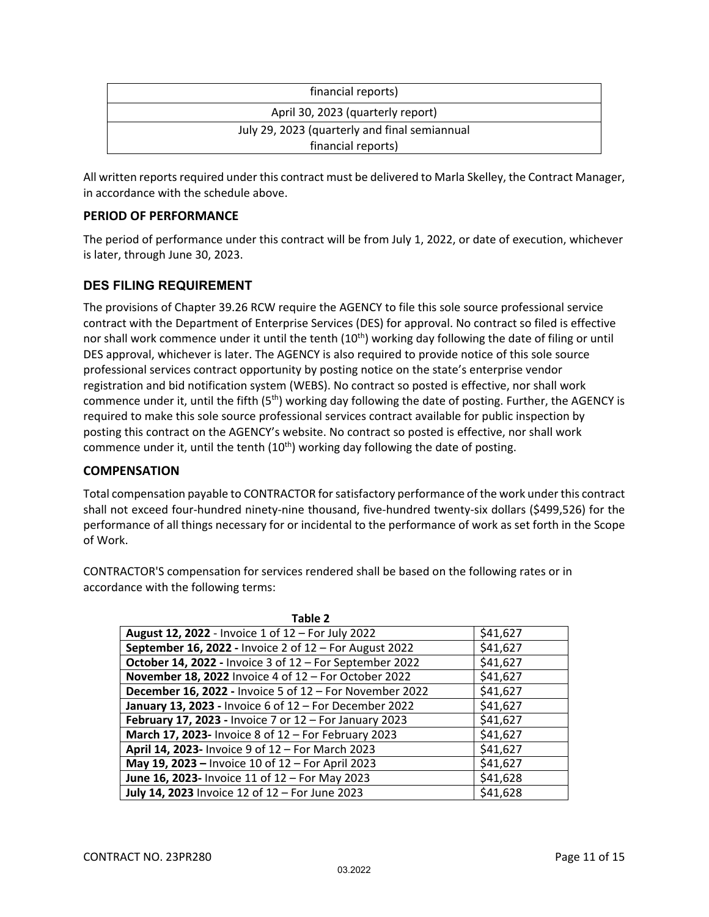| financial reports) |
|---|
| April 30, 2023 (quarterly report) |
| July 29, 2023 (quarterly and final semiannual financial reports) |

All written reports required under this contract must be delivered to Marla Skelley, the Contract Manager, in accordance with the schedule above.

### PERIOD OF PERFORMANCE

The period of performance under this contract will be from July 1, 2022, or date of execution, whichever is later, through June 30, 2023.

### DES FILING REQUIREMENT

The provisions of Chapter 39.26 RCW require the AGENCY to file this sole source professional service contract with the Department of Enterprise Services (DES) for approval. No contract so filed is effective nor shall work commence under it until the tenth (10th) working day following the date of filing or until DES approval, whichever is later. The AGENCY is also required to provide notice of this sole source professional services contract opportunity by posting notice on the state's enterprise vendor registration and bid notification system (WEBS). No contract so posted is effective, nor shall work commence under it, until the fifth (5th) working day following the date of posting. Further, the AGENCY is required to make this sole source professional services contract available for public inspection by posting this contract on the AGENCY's website. No contract so posted is effective, nor shall work commence under it, until the tenth (10th) working day following the date of posting.

### COMPENSATION

Total compensation payable to CONTRACTOR for satisfactory performance of the work under this contract shall not exceed four-hundred ninety-nine thousand, five-hundred twenty-six dollars ($499,526) for the performance of all things necessary for or incidental to the performance of work as set forth in the Scope of Work.

CONTRACTOR'S compensation for services rendered shall be based on the following rates or in accordance with the following terms:

**Table 2**

| | |
|---|---|
| **August 12, 2022** - Invoice 1 of 12 – For July 2022 | $41,627 |
| **September 16, 2022 -** Invoice 2 of 12 – For August 2022 | $41,627 |
| **October 14, 2022 -** Invoice 3 of 12 – For September 2022 | $41,627 |
| **November 18, 2022** Invoice 4 of 12 – For October 2022 | $41,627 |
| **December 16, 2022 -** Invoice 5 of 12 – For November 2022 | $41,627 |
| **January 13, 2023 -** Invoice 6 of 12 – For December 2022 | $41,627 |
| **February 17, 2023 -** Invoice 7 or 12 – For January 2023 | $41,627 |
| **March 17, 2023-** Invoice 8 of 12 – For February 2023 | $41,627 |
| **April 14, 2023-** Invoice 9 of 12 – For March 2023 | $41,627 |
| **May 19, 2023 –** Invoice 10 of 12 – For April 2023 | $41,627 |
| **June 16, 2023-** Invoice 11 of 12 – For May 2023 | $41,628 |
| **July 14, 2023** Invoice 12 of 12 – For June 2023 | $41,628 |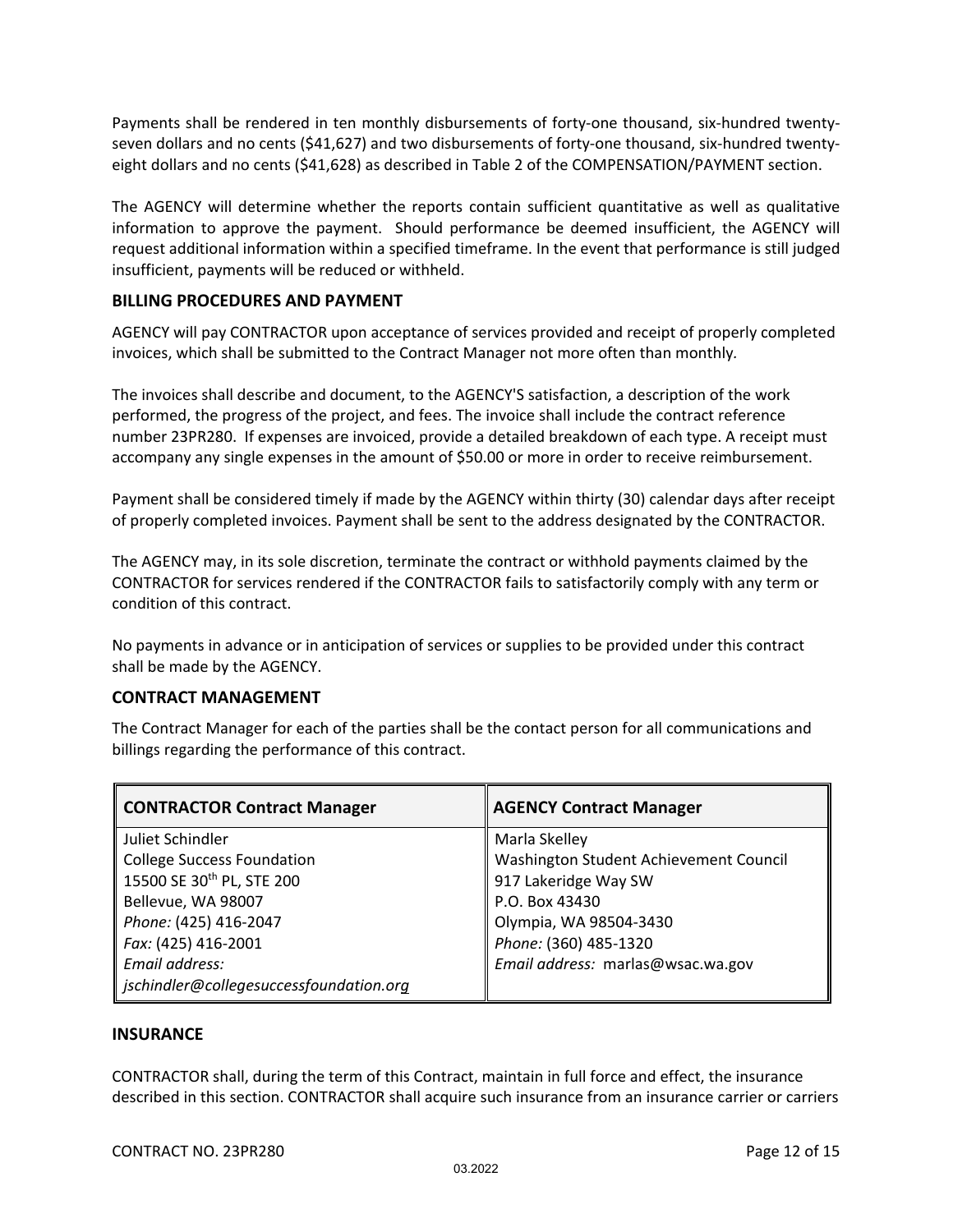Payments shall be rendered in ten monthly disbursements of forty-one thousand, six-hundred twenty-seven dollars and no cents ($41,627) and two disbursements of forty-one thousand, six-hundred twenty-eight dollars and no cents ($41,628) as described in Table 2 of the COMPENSATION/PAYMENT section.

The AGENCY will determine whether the reports contain sufficient quantitative as well as qualitative information to approve the payment. Should performance be deemed insufficient, the AGENCY will request additional information within a specified timeframe. In the event that performance is still judged insufficient, payments will be reduced or withheld.

### BILLING PROCEDURES AND PAYMENT

AGENCY will pay CONTRACTOR upon acceptance of services provided and receipt of properly completed invoices, which shall be submitted to the Contract Manager not more often than monthly.

The invoices shall describe and document, to the AGENCY'S satisfaction, a description of the work performed, the progress of the project, and fees. The invoice shall include the contract reference number 23PR280. If expenses are invoiced, provide a detailed breakdown of each type. A receipt must accompany any single expenses in the amount of $50.00 or more in order to receive reimbursement.

Payment shall be considered timely if made by the AGENCY within thirty (30) calendar days after receipt of properly completed invoices. Payment shall be sent to the address designated by the CONTRACTOR.

The AGENCY may, in its sole discretion, terminate the contract or withhold payments claimed by the CONTRACTOR for services rendered if the CONTRACTOR fails to satisfactorily comply with any term or condition of this contract.

No payments in advance or in anticipation of services or supplies to be provided under this contract shall be made by the AGENCY.

### CONTRACT MANAGEMENT

The Contract Manager for each of the parties shall be the contact person for all communications and billings regarding the performance of this contract.

| CONTRACTOR Contract Manager | AGENCY Contract Manager |
|---|---|
| Juliet Schindler<br>College Success Foundation<br>15500 SE 30th PL, STE 200<br>Bellevue, WA 98007<br>*Phone:* (425) 416-2047<br>*Fax:* (425) 416-2001<br>*Email address:*<br>*jschindler@collegesuccessfoundation.org* | Marla Skelley<br>Washington Student Achievement Council<br>917 Lakeridge Way SW<br>P.O. Box 43430<br>Olympia, WA 98504-3430<br>*Phone:* (360) 485-1320<br>*Email address:* marlas@wsac.wa.gov |

### INSURANCE

CONTRACTOR shall, during the term of this Contract, maintain in full force and effect, the insurance described in this section. CONTRACTOR shall acquire such insurance from an insurance carrier or carriers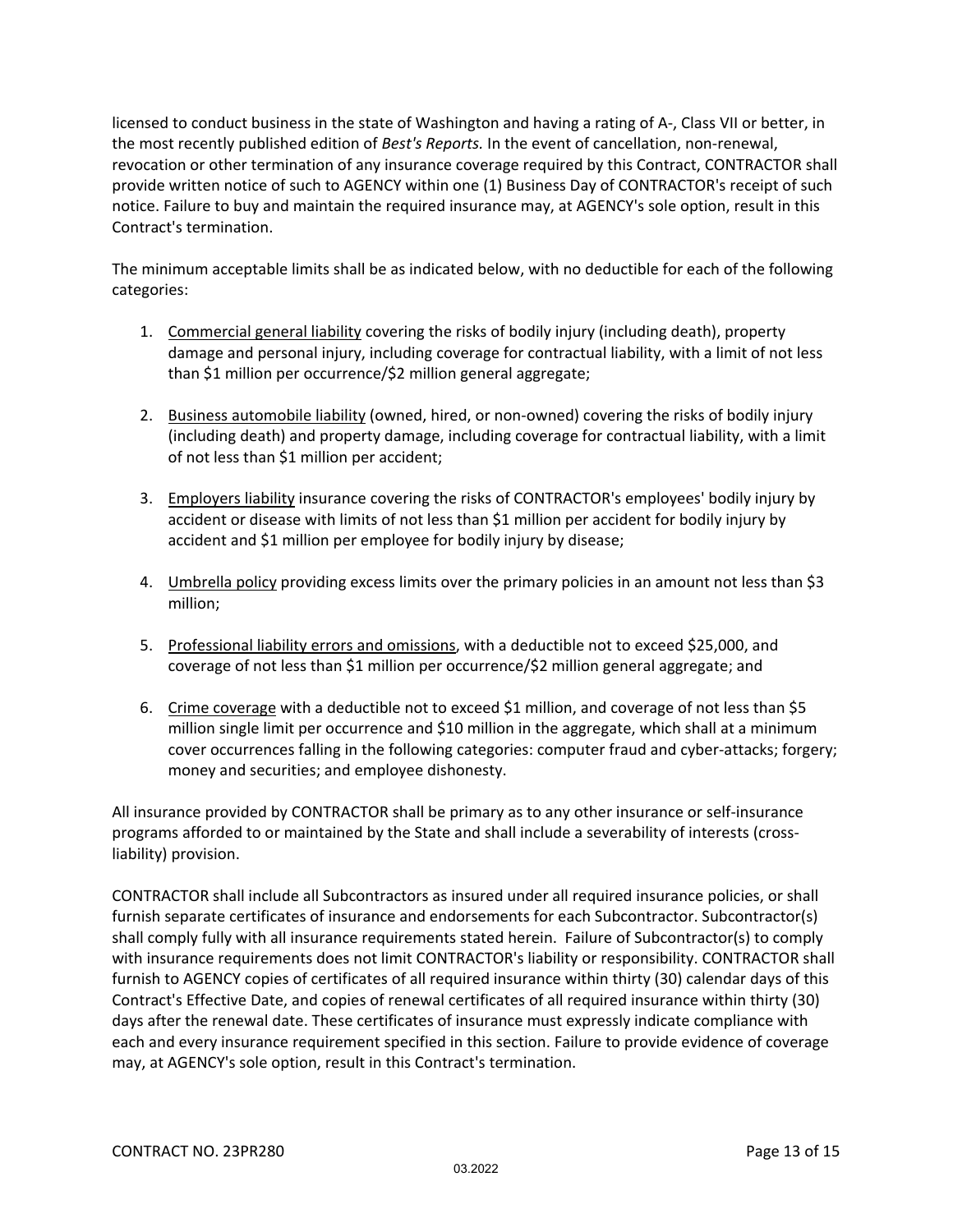licensed to conduct business in the state of Washington and having a rating of A-, Class VII or better, in the most recently published edition of *Best's Reports.* In the event of cancellation, non-renewal, revocation or other termination of any insurance coverage required by this Contract, CONTRACTOR shall provide written notice of such to AGENCY within one (1) Business Day of CONTRACTOR's receipt of such notice. Failure to buy and maintain the required insurance may, at AGENCY's sole option, result in this Contract's termination.

The minimum acceptable limits shall be as indicated below, with no deductible for each of the following categories:

1. Commercial general liability covering the risks of bodily injury (including death), property damage and personal injury, including coverage for contractual liability, with a limit of not less than $1 million per occurrence/$2 million general aggregate;

2. Business automobile liability (owned, hired, or non-owned) covering the risks of bodily injury (including death) and property damage, including coverage for contractual liability, with a limit of not less than $1 million per accident;

3. Employers liability insurance covering the risks of CONTRACTOR's employees' bodily injury by accident or disease with limits of not less than $1 million per accident for bodily injury by accident and $1 million per employee for bodily injury by disease;

4. Umbrella policy providing excess limits over the primary policies in an amount not less than $3 million;

5. Professional liability errors and omissions, with a deductible not to exceed $25,000, and coverage of not less than $1 million per occurrence/$2 million general aggregate; and

6. Crime coverage with a deductible not to exceed $1 million, and coverage of not less than $5 million single limit per occurrence and $10 million in the aggregate, which shall at a minimum cover occurrences falling in the following categories: computer fraud and cyber-attacks; forgery; money and securities; and employee dishonesty.

All insurance provided by CONTRACTOR shall be primary as to any other insurance or self-insurance programs afforded to or maintained by the State and shall include a severability of interests (cross-liability) provision.

CONTRACTOR shall include all Subcontractors as insured under all required insurance policies, or shall furnish separate certificates of insurance and endorsements for each Subcontractor. Subcontractor(s) shall comply fully with all insurance requirements stated herein. Failure of Subcontractor(s) to comply with insurance requirements does not limit CONTRACTOR's liability or responsibility. CONTRACTOR shall furnish to AGENCY copies of certificates of all required insurance within thirty (30) calendar days of this Contract's Effective Date, and copies of renewal certificates of all required insurance within thirty (30) days after the renewal date. These certificates of insurance must expressly indicate compliance with each and every insurance requirement specified in this section. Failure to provide evidence of coverage may, at AGENCY's sole option, result in this Contract's termination.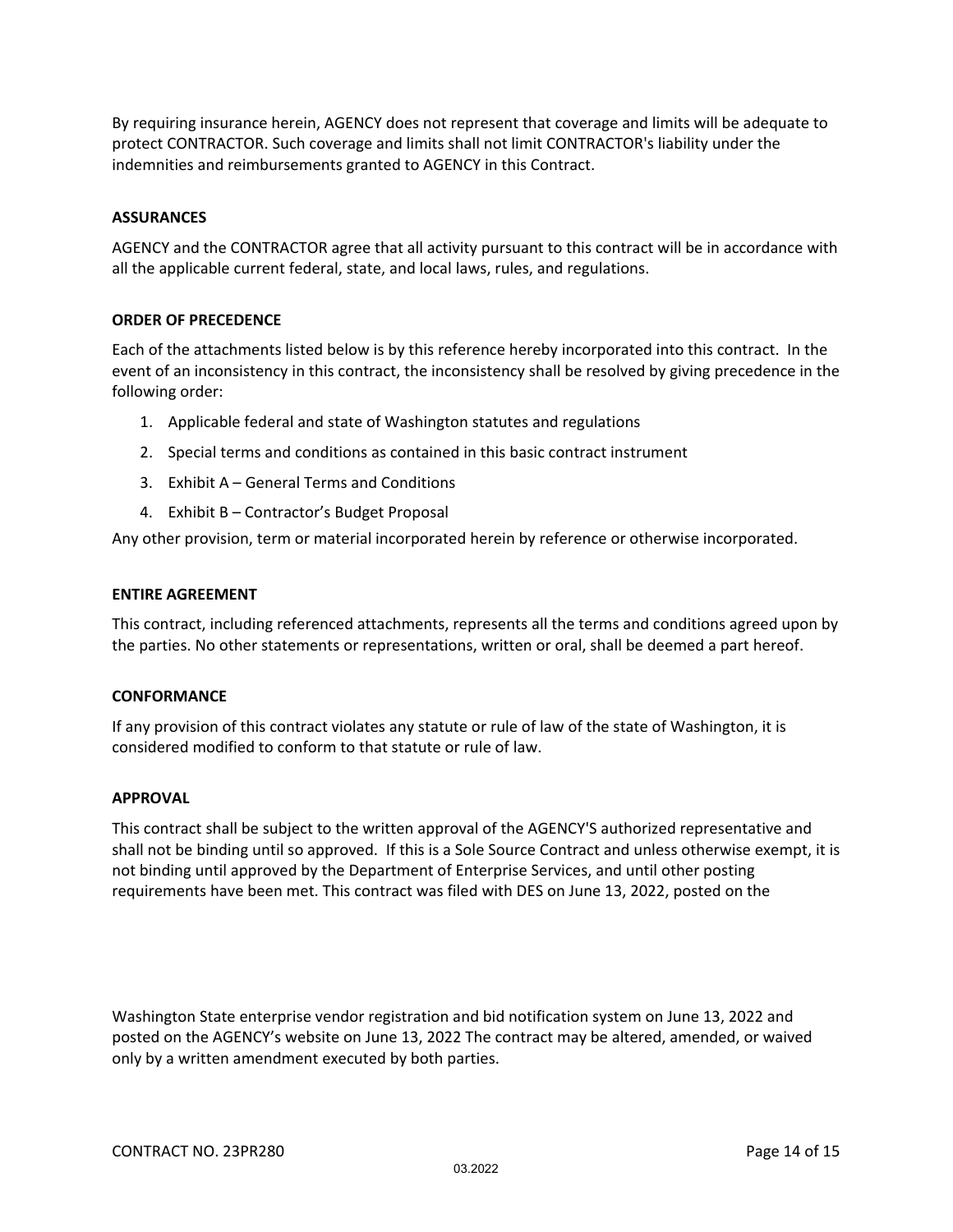By requiring insurance herein, AGENCY does not represent that coverage and limits will be adequate to protect CONTRACTOR. Such coverage and limits shall not limit CONTRACTOR's liability under the indemnities and reimbursements granted to AGENCY in this Contract.

**ASSURANCES**

AGENCY and the CONTRACTOR agree that all activity pursuant to this contract will be in accordance with all the applicable current federal, state, and local laws, rules, and regulations.

**ORDER OF PRECEDENCE**

Each of the attachments listed below is by this reference hereby incorporated into this contract. In the event of an inconsistency in this contract, the inconsistency shall be resolved by giving precedence in the following order:

1. Applicable federal and state of Washington statutes and regulations
2. Special terms and conditions as contained in this basic contract instrument
3. Exhibit A – General Terms and Conditions
4. Exhibit B – Contractor's Budget Proposal

Any other provision, term or material incorporated herein by reference or otherwise incorporated.

**ENTIRE AGREEMENT**

This contract, including referenced attachments, represents all the terms and conditions agreed upon by the parties. No other statements or representations, written or oral, shall be deemed a part hereof.

**CONFORMANCE**

If any provision of this contract violates any statute or rule of law of the state of Washington, it is considered modified to conform to that statute or rule of law.

**APPROVAL**

This contract shall be subject to the written approval of the AGENCY'S authorized representative and shall not be binding until so approved. If this is a Sole Source Contract and unless otherwise exempt, it is not binding until approved by the Department of Enterprise Services, and until other posting requirements have been met. This contract was filed with DES on June 13, 2022, posted on the

Washington State enterprise vendor registration and bid notification system on June 13, 2022 and posted on the AGENCY's website on June 13, 2022 The contract may be altered, amended, or waived only by a written amendment executed by both parties.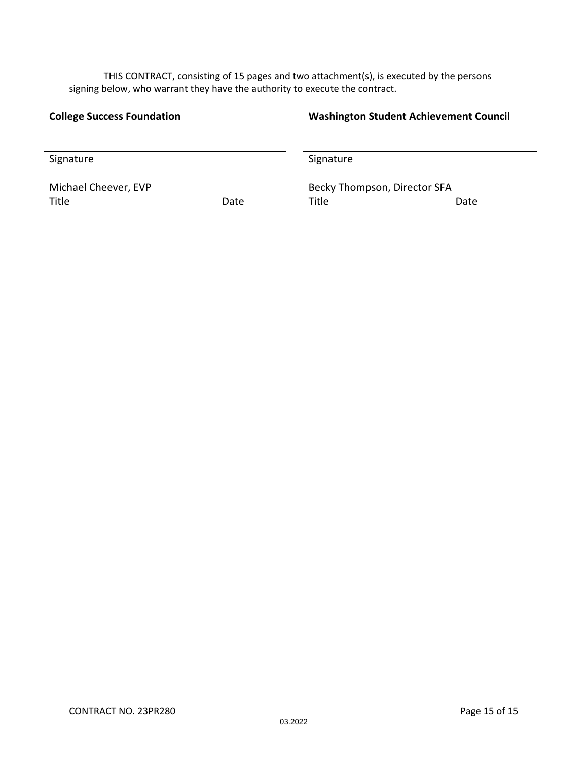THIS CONTRACT, consisting of 15 pages and two attachment(s), is executed by the persons signing below, who warrant they have the authority to execute the contract.

| **College Success Foundation** | | **Washington Student Achievement Council** | |
|---|---|---|---|
| Signature | | Signature | |
| Michael Cheever, EVP | | Becky Thompson, Director SFA | |
| Title | Date | Title | Date |

CONTRACT NO. 23PR280

03.2022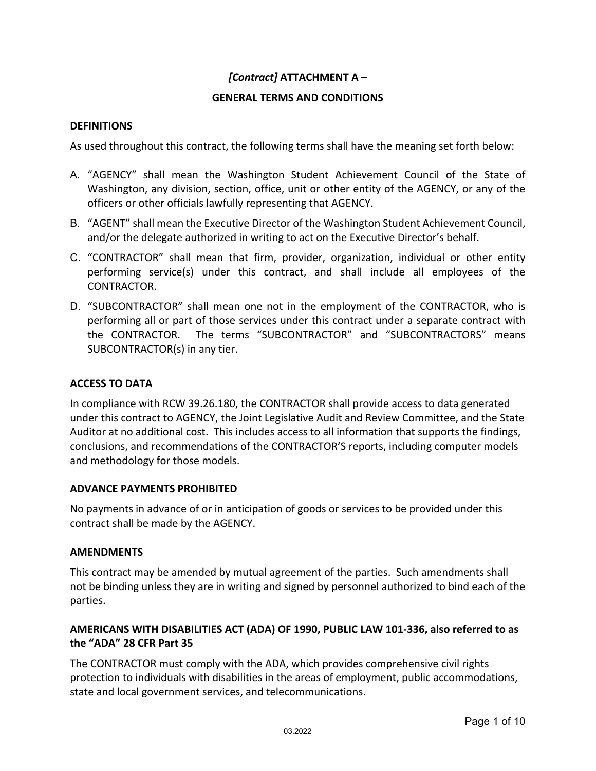# *[Contract]* ATTACHMENT A –

## GENERAL TERMS AND CONDITIONS

### DEFINITIONS

As used throughout this contract, the following terms shall have the meaning set forth below:

A. “AGENCY” shall mean the Washington Student Achievement Council of the State of Washington, any division, section, office, unit or other entity of the AGENCY, or any of the officers or other officials lawfully representing that AGENCY.

B. “AGENT” shall mean the Executive Director of the Washington Student Achievement Council, and/or the delegate authorized in writing to act on the Executive Director’s behalf.

C. “CONTRACTOR” shall mean that firm, provider, organization, individual or other entity performing service(s) under this contract, and shall include all employees of the CONTRACTOR.

D. “SUBCONTRACTOR” shall mean one not in the employment of the CONTRACTOR, who is performing all or part of those services under this contract under a separate contract with the CONTRACTOR. The terms “SUBCONTRACTOR” and “SUBCONTRACTORS” means SUBCONTRACTOR(s) in any tier.

### ACCESS TO DATA

In compliance with RCW 39.26.180, the CONTRACTOR shall provide access to data generated under this contract to AGENCY, the Joint Legislative Audit and Review Committee, and the State Auditor at no additional cost. This includes access to all information that supports the findings, conclusions, and recommendations of the CONTRACTOR’S reports, including computer models and methodology for those models.

### ADVANCE PAYMENTS PROHIBITED

No payments in advance of or in anticipation of goods or services to be provided under this contract shall be made by the AGENCY.

### AMENDMENTS

This contract may be amended by mutual agreement of the parties. Such amendments shall not be binding unless they are in writing and signed by personnel authorized to bind each of the parties.

### AMERICANS WITH DISABILITIES ACT (ADA) OF 1990, PUBLIC LAW 101-336, also referred to as the “ADA” 28 CFR Part 35

The CONTRACTOR must comply with the ADA, which provides comprehensive civil rights protection to individuals with disabilities in the areas of employment, public accommodations, state and local government services, and telecommunications.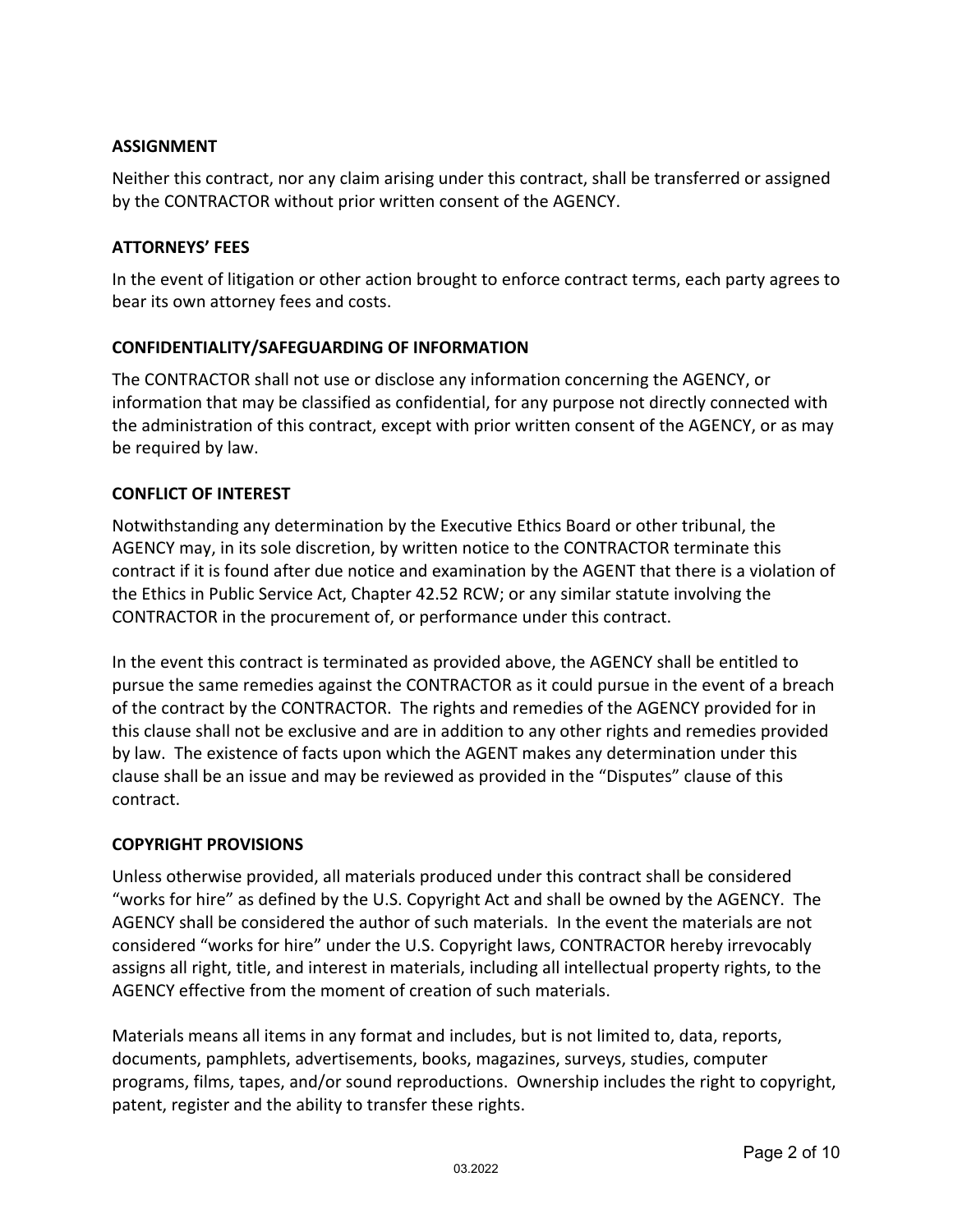### ASSIGNMENT

Neither this contract, nor any claim arising under this contract, shall be transferred or assigned by the CONTRACTOR without prior written consent of the AGENCY.

### ATTORNEYS' FEES

In the event of litigation or other action brought to enforce contract terms, each party agrees to bear its own attorney fees and costs.

### CONFIDENTIALITY/SAFEGUARDING OF INFORMATION

The CONTRACTOR shall not use or disclose any information concerning the AGENCY, or information that may be classified as confidential, for any purpose not directly connected with the administration of this contract, except with prior written consent of the AGENCY, or as may be required by law.

### CONFLICT OF INTEREST

Notwithstanding any determination by the Executive Ethics Board or other tribunal, the AGENCY may, in its sole discretion, by written notice to the CONTRACTOR terminate this contract if it is found after due notice and examination by the AGENT that there is a violation of the Ethics in Public Service Act, Chapter 42.52 RCW; or any similar statute involving the CONTRACTOR in the procurement of, or performance under this contract.

In the event this contract is terminated as provided above, the AGENCY shall be entitled to pursue the same remedies against the CONTRACTOR as it could pursue in the event of a breach of the contract by the CONTRACTOR. The rights and remedies of the AGENCY provided for in this clause shall not be exclusive and are in addition to any other rights and remedies provided by law. The existence of facts upon which the AGENT makes any determination under this clause shall be an issue and may be reviewed as provided in the "Disputes" clause of this contract.

### COPYRIGHT PROVISIONS

Unless otherwise provided, all materials produced under this contract shall be considered "works for hire" as defined by the U.S. Copyright Act and shall be owned by the AGENCY. The AGENCY shall be considered the author of such materials. In the event the materials are not considered "works for hire" under the U.S. Copyright laws, CONTRACTOR hereby irrevocably assigns all right, title, and interest in materials, including all intellectual property rights, to the AGENCY effective from the moment of creation of such materials.

Materials means all items in any format and includes, but is not limited to, data, reports, documents, pamphlets, advertisements, books, magazines, surveys, studies, computer programs, films, tapes, and/or sound reproductions. Ownership includes the right to copyright, patent, register and the ability to transfer these rights.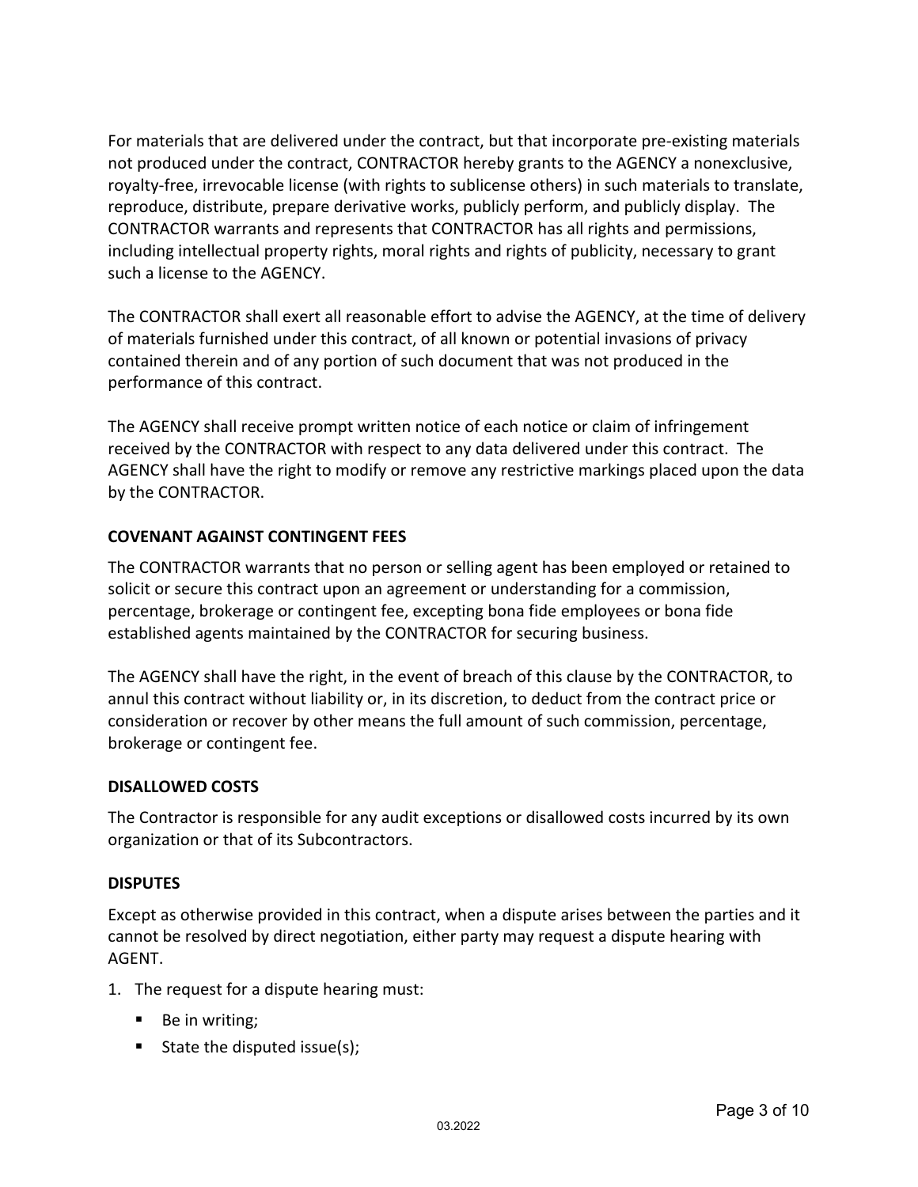For materials that are delivered under the contract, but that incorporate pre-existing materials not produced under the contract, CONTRACTOR hereby grants to the AGENCY a nonexclusive, royalty-free, irrevocable license (with rights to sublicense others) in such materials to translate, reproduce, distribute, prepare derivative works, publicly perform, and publicly display. The CONTRACTOR warrants and represents that CONTRACTOR has all rights and permissions, including intellectual property rights, moral rights and rights of publicity, necessary to grant such a license to the AGENCY.

The CONTRACTOR shall exert all reasonable effort to advise the AGENCY, at the time of delivery of materials furnished under this contract, of all known or potential invasions of privacy contained therein and of any portion of such document that was not produced in the performance of this contract.

The AGENCY shall receive prompt written notice of each notice or claim of infringement received by the CONTRACTOR with respect to any data delivered under this contract. The AGENCY shall have the right to modify or remove any restrictive markings placed upon the data by the CONTRACTOR.

**COVENANT AGAINST CONTINGENT FEES**

The CONTRACTOR warrants that no person or selling agent has been employed or retained to solicit or secure this contract upon an agreement or understanding for a commission, percentage, brokerage or contingent fee, excepting bona fide employees or bona fide established agents maintained by the CONTRACTOR for securing business.

The AGENCY shall have the right, in the event of breach of this clause by the CONTRACTOR, to annul this contract without liability or, in its discretion, to deduct from the contract price or consideration or recover by other means the full amount of such commission, percentage, brokerage or contingent fee.

**DISALLOWED COSTS**

The Contractor is responsible for any audit exceptions or disallowed costs incurred by its own organization or that of its Subcontractors.

**DISPUTES**

Except as otherwise provided in this contract, when a dispute arises between the parties and it cannot be resolved by direct negotiation, either party may request a dispute hearing with AGENT.

1. The request for a dispute hearing must:
   - Be in writing;
   - State the disputed issue(s);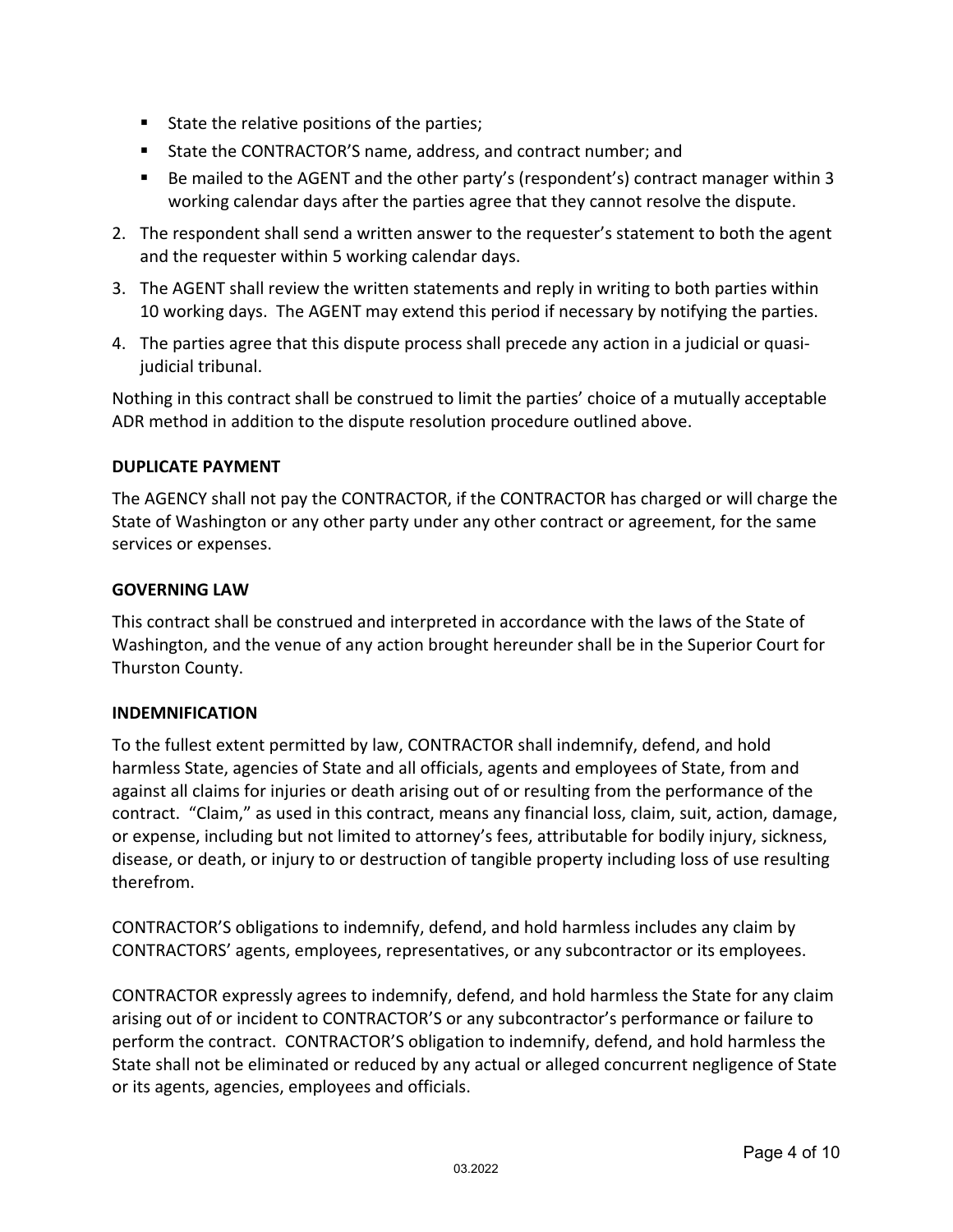- State the relative positions of the parties;
- State the CONTRACTOR'S name, address, and contract number; and
- Be mailed to the AGENT and the other party's (respondent's) contract manager within 3 working calendar days after the parties agree that they cannot resolve the dispute.

2. The respondent shall send a written answer to the requester's statement to both the agent and the requester within 5 working calendar days.
3. The AGENT shall review the written statements and reply in writing to both parties within 10 working days. The AGENT may extend this period if necessary by notifying the parties.
4. The parties agree that this dispute process shall precede any action in a judicial or quasi-judicial tribunal.

Nothing in this contract shall be construed to limit the parties' choice of a mutually acceptable ADR method in addition to the dispute resolution procedure outlined above.

**DUPLICATE PAYMENT**

The AGENCY shall not pay the CONTRACTOR, if the CONTRACTOR has charged or will charge the State of Washington or any other party under any other contract or agreement, for the same services or expenses.

**GOVERNING LAW**

This contract shall be construed and interpreted in accordance with the laws of the State of Washington, and the venue of any action brought hereunder shall be in the Superior Court for Thurston County.

**INDEMNIFICATION**

To the fullest extent permitted by law, CONTRACTOR shall indemnify, defend, and hold harmless State, agencies of State and all officials, agents and employees of State, from and against all claims for injuries or death arising out of or resulting from the performance of the contract. "Claim," as used in this contract, means any financial loss, claim, suit, action, damage, or expense, including but not limited to attorney's fees, attributable for bodily injury, sickness, disease, or death, or injury to or destruction of tangible property including loss of use resulting therefrom.

CONTRACTOR'S obligations to indemnify, defend, and hold harmless includes any claim by CONTRACTORS' agents, employees, representatives, or any subcontractor or its employees.

CONTRACTOR expressly agrees to indemnify, defend, and hold harmless the State for any claim arising out of or incident to CONTRACTOR'S or any subcontractor's performance or failure to perform the contract. CONTRACTOR'S obligation to indemnify, defend, and hold harmless the State shall not be eliminated or reduced by any actual or alleged concurrent negligence of State or its agents, agencies, employees and officials.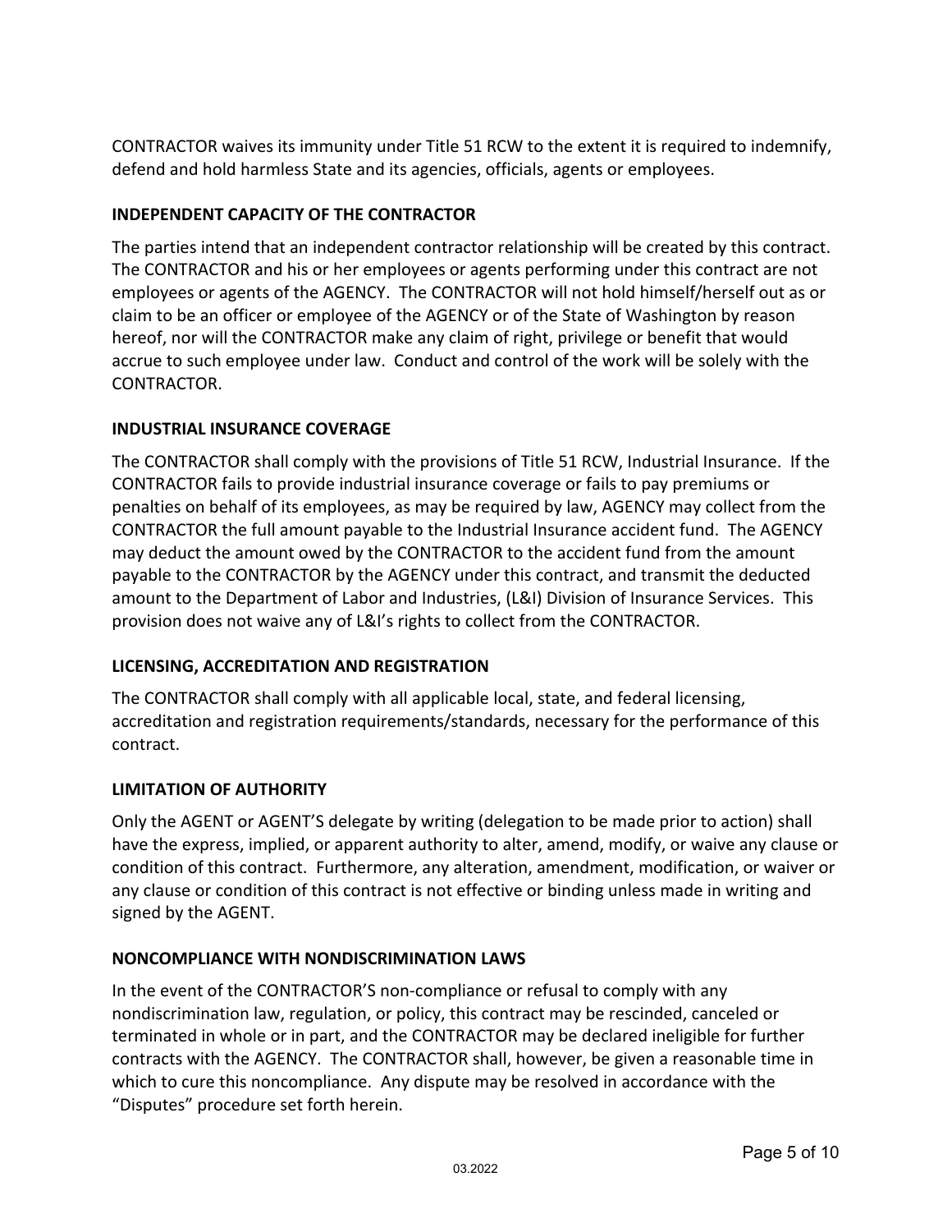CONTRACTOR waives its immunity under Title 51 RCW to the extent it is required to indemnify, defend and hold harmless State and its agencies, officials, agents or employees.

**INDEPENDENT CAPACITY OF THE CONTRACTOR**

The parties intend that an independent contractor relationship will be created by this contract. The CONTRACTOR and his or her employees or agents performing under this contract are not employees or agents of the AGENCY. The CONTRACTOR will not hold himself/herself out as or claim to be an officer or employee of the AGENCY or of the State of Washington by reason hereof, nor will the CONTRACTOR make any claim of right, privilege or benefit that would accrue to such employee under law. Conduct and control of the work will be solely with the CONTRACTOR.

**INDUSTRIAL INSURANCE COVERAGE**

The CONTRACTOR shall comply with the provisions of Title 51 RCW, Industrial Insurance. If the CONTRACTOR fails to provide industrial insurance coverage or fails to pay premiums or penalties on behalf of its employees, as may be required by law, AGENCY may collect from the CONTRACTOR the full amount payable to the Industrial Insurance accident fund. The AGENCY may deduct the amount owed by the CONTRACTOR to the accident fund from the amount payable to the CONTRACTOR by the AGENCY under this contract, and transmit the deducted amount to the Department of Labor and Industries, (L&I) Division of Insurance Services. This provision does not waive any of L&I's rights to collect from the CONTRACTOR.

**LICENSING, ACCREDITATION AND REGISTRATION**

The CONTRACTOR shall comply with all applicable local, state, and federal licensing, accreditation and registration requirements/standards, necessary for the performance of this contract.

**LIMITATION OF AUTHORITY**

Only the AGENT or AGENT'S delegate by writing (delegation to be made prior to action) shall have the express, implied, or apparent authority to alter, amend, modify, or waive any clause or condition of this contract. Furthermore, any alteration, amendment, modification, or waiver or any clause or condition of this contract is not effective or binding unless made in writing and signed by the AGENT.

**NONCOMPLIANCE WITH NONDISCRIMINATION LAWS**

In the event of the CONTRACTOR'S non-compliance or refusal to comply with any nondiscrimination law, regulation, or policy, this contract may be rescinded, canceled or terminated in whole or in part, and the CONTRACTOR may be declared ineligible for further contracts with the AGENCY. The CONTRACTOR shall, however, be given a reasonable time in which to cure this noncompliance. Any dispute may be resolved in accordance with the "Disputes" procedure set forth herein.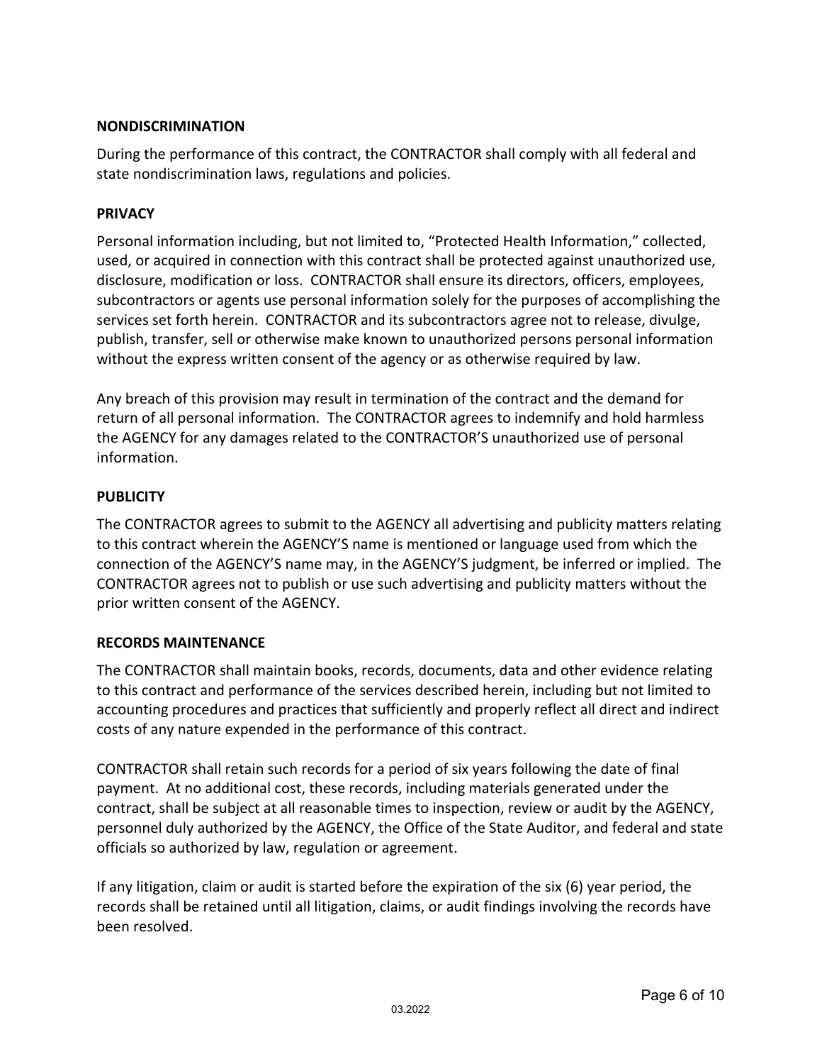**NONDISCRIMINATION**

During the performance of this contract, the CONTRACTOR shall comply with all federal and state nondiscrimination laws, regulations and policies.

**PRIVACY**

Personal information including, but not limited to, "Protected Health Information," collected, used, or acquired in connection with this contract shall be protected against unauthorized use, disclosure, modification or loss. CONTRACTOR shall ensure its directors, officers, employees, subcontractors or agents use personal information solely for the purposes of accomplishing the services set forth herein. CONTRACTOR and its subcontractors agree not to release, divulge, publish, transfer, sell or otherwise make known to unauthorized persons personal information without the express written consent of the agency or as otherwise required by law.

Any breach of this provision may result in termination of the contract and the demand for return of all personal information. The CONTRACTOR agrees to indemnify and hold harmless the AGENCY for any damages related to the CONTRACTOR'S unauthorized use of personal information.

**PUBLICITY**

The CONTRACTOR agrees to submit to the AGENCY all advertising and publicity matters relating to this contract wherein the AGENCY'S name is mentioned or language used from which the connection of the AGENCY'S name may, in the AGENCY'S judgment, be inferred or implied. The CONTRACTOR agrees not to publish or use such advertising and publicity matters without the prior written consent of the AGENCY.

**RECORDS MAINTENANCE**

The CONTRACTOR shall maintain books, records, documents, data and other evidence relating to this contract and performance of the services described herein, including but not limited to accounting procedures and practices that sufficiently and properly reflect all direct and indirect costs of any nature expended in the performance of this contract.

CONTRACTOR shall retain such records for a period of six years following the date of final payment. At no additional cost, these records, including materials generated under the contract, shall be subject at all reasonable times to inspection, review or audit by the AGENCY, personnel duly authorized by the AGENCY, the Office of the State Auditor, and federal and state officials so authorized by law, regulation or agreement.

If any litigation, claim or audit is started before the expiration of the six (6) year period, the records shall be retained until all litigation, claims, or audit findings involving the records have been resolved.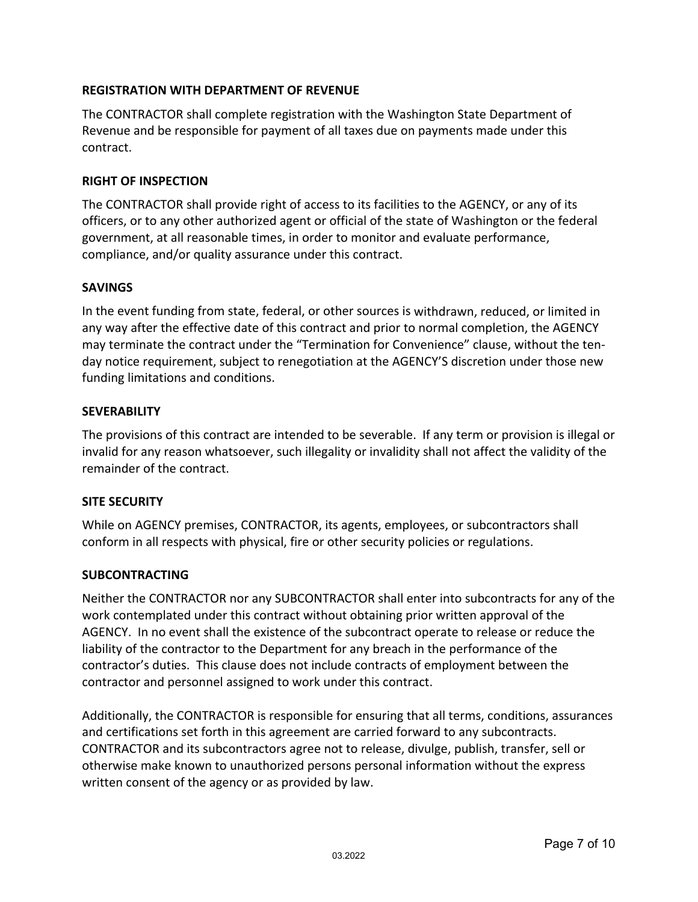**REGISTRATION WITH DEPARTMENT OF REVENUE**

The CONTRACTOR shall complete registration with the Washington State Department of Revenue and be responsible for payment of all taxes due on payments made under this contract.

**RIGHT OF INSPECTION**

The CONTRACTOR shall provide right of access to its facilities to the AGENCY, or any of its officers, or to any other authorized agent or official of the state of Washington or the federal government, at all reasonable times, in order to monitor and evaluate performance, compliance, and/or quality assurance under this contract.

**SAVINGS**

In the event funding from state, federal, or other sources is withdrawn, reduced, or limited in any way after the effective date of this contract and prior to normal completion, the AGENCY may terminate the contract under the "Termination for Convenience" clause, without the ten-day notice requirement, subject to renegotiation at the AGENCY'S discretion under those new funding limitations and conditions.

**SEVERABILITY**

The provisions of this contract are intended to be severable. If any term or provision is illegal or invalid for any reason whatsoever, such illegality or invalidity shall not affect the validity of the remainder of the contract.

**SITE SECURITY**

While on AGENCY premises, CONTRACTOR, its agents, employees, or subcontractors shall conform in all respects with physical, fire or other security policies or regulations.

**SUBCONTRACTING**

Neither the CONTRACTOR nor any SUBCONTRACTOR shall enter into subcontracts for any of the work contemplated under this contract without obtaining prior written approval of the AGENCY. In no event shall the existence of the subcontract operate to release or reduce the liability of the contractor to the Department for any breach in the performance of the contractor's duties. This clause does not include contracts of employment between the contractor and personnel assigned to work under this contract.

Additionally, the CONTRACTOR is responsible for ensuring that all terms, conditions, assurances and certifications set forth in this agreement are carried forward to any subcontracts. CONTRACTOR and its subcontractors agree not to release, divulge, publish, transfer, sell or otherwise make known to unauthorized persons personal information without the express written consent of the agency or as provided by law.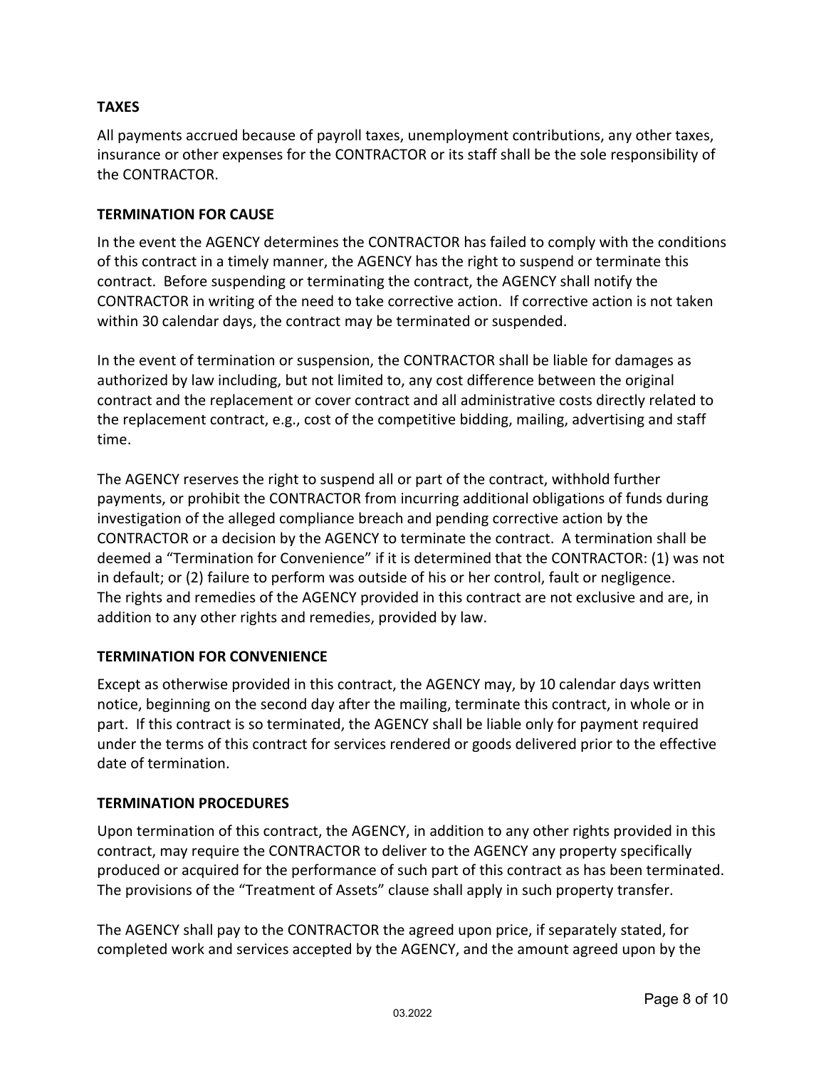**TAXES**

All payments accrued because of payroll taxes, unemployment contributions, any other taxes, insurance or other expenses for the CONTRACTOR or its staff shall be the sole responsibility of the CONTRACTOR.

**TERMINATION FOR CAUSE**

In the event the AGENCY determines the CONTRACTOR has failed to comply with the conditions of this contract in a timely manner, the AGENCY has the right to suspend or terminate this contract. Before suspending or terminating the contract, the AGENCY shall notify the CONTRACTOR in writing of the need to take corrective action. If corrective action is not taken within 30 calendar days, the contract may be terminated or suspended.

In the event of termination or suspension, the CONTRACTOR shall be liable for damages as authorized by law including, but not limited to, any cost difference between the original contract and the replacement or cover contract and all administrative costs directly related to the replacement contract, e.g., cost of the competitive bidding, mailing, advertising and staff time.

The AGENCY reserves the right to suspend all or part of the contract, withhold further payments, or prohibit the CONTRACTOR from incurring additional obligations of funds during investigation of the alleged compliance breach and pending corrective action by the CONTRACTOR or a decision by the AGENCY to terminate the contract. A termination shall be deemed a "Termination for Convenience" if it is determined that the CONTRACTOR: (1) was not in default; or (2) failure to perform was outside of his or her control, fault or negligence. The rights and remedies of the AGENCY provided in this contract are not exclusive and are, in addition to any other rights and remedies, provided by law.

**TERMINATION FOR CONVENIENCE**

Except as otherwise provided in this contract, the AGENCY may, by 10 calendar days written notice, beginning on the second day after the mailing, terminate this contract, in whole or in part. If this contract is so terminated, the AGENCY shall be liable only for payment required under the terms of this contract for services rendered or goods delivered prior to the effective date of termination.

**TERMINATION PROCEDURES**

Upon termination of this contract, the AGENCY, in addition to any other rights provided in this contract, may require the CONTRACTOR to deliver to the AGENCY any property specifically produced or acquired for the performance of such part of this contract as has been terminated. The provisions of the "Treatment of Assets" clause shall apply in such property transfer.

The AGENCY shall pay to the CONTRACTOR the agreed upon price, if separately stated, for completed work and services accepted by the AGENCY, and the amount agreed upon by the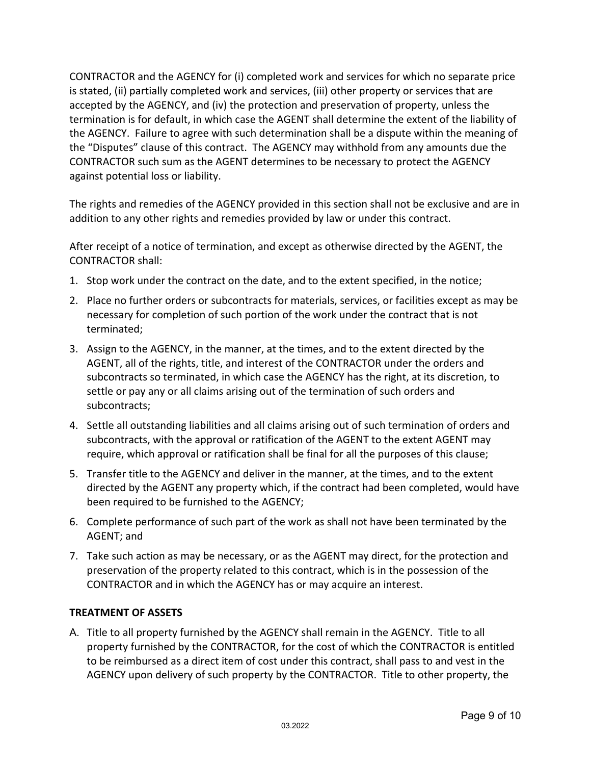CONTRACTOR and the AGENCY for (i) completed work and services for which no separate price is stated, (ii) partially completed work and services, (iii) other property or services that are accepted by the AGENCY, and (iv) the protection and preservation of property, unless the termination is for default, in which case the AGENT shall determine the extent of the liability of the AGENCY. Failure to agree with such determination shall be a dispute within the meaning of the "Disputes" clause of this contract. The AGENCY may withhold from any amounts due the CONTRACTOR such sum as the AGENT determines to be necessary to protect the AGENCY against potential loss or liability.

The rights and remedies of the AGENCY provided in this section shall not be exclusive and are in addition to any other rights and remedies provided by law or under this contract.

After receipt of a notice of termination, and except as otherwise directed by the AGENT, the CONTRACTOR shall:

1. Stop work under the contract on the date, and to the extent specified, in the notice;
2. Place no further orders or subcontracts for materials, services, or facilities except as may be necessary for completion of such portion of the work under the contract that is not terminated;
3. Assign to the AGENCY, in the manner, at the times, and to the extent directed by the AGENT, all of the rights, title, and interest of the CONTRACTOR under the orders and subcontracts so terminated, in which case the AGENCY has the right, at its discretion, to settle or pay any or all claims arising out of the termination of such orders and subcontracts;
4. Settle all outstanding liabilities and all claims arising out of such termination of orders and subcontracts, with the approval or ratification of the AGENT to the extent AGENT may require, which approval or ratification shall be final for all the purposes of this clause;
5. Transfer title to the AGENCY and deliver in the manner, at the times, and to the extent directed by the AGENT any property which, if the contract had been completed, would have been required to be furnished to the AGENCY;
6. Complete performance of such part of the work as shall not have been terminated by the AGENT; and
7. Take such action as may be necessary, or as the AGENT may direct, for the protection and preservation of the property related to this contract, which is in the possession of the CONTRACTOR and in which the AGENCY has or may acquire an interest.

**TREATMENT OF ASSETS**

A. Title to all property furnished by the AGENCY shall remain in the AGENCY. Title to all property furnished by the CONTRACTOR, for the cost of which the CONTRACTOR is entitled to be reimbursed as a direct item of cost under this contract, shall pass to and vest in the AGENCY upon delivery of such property by the CONTRACTOR. Title to other property, the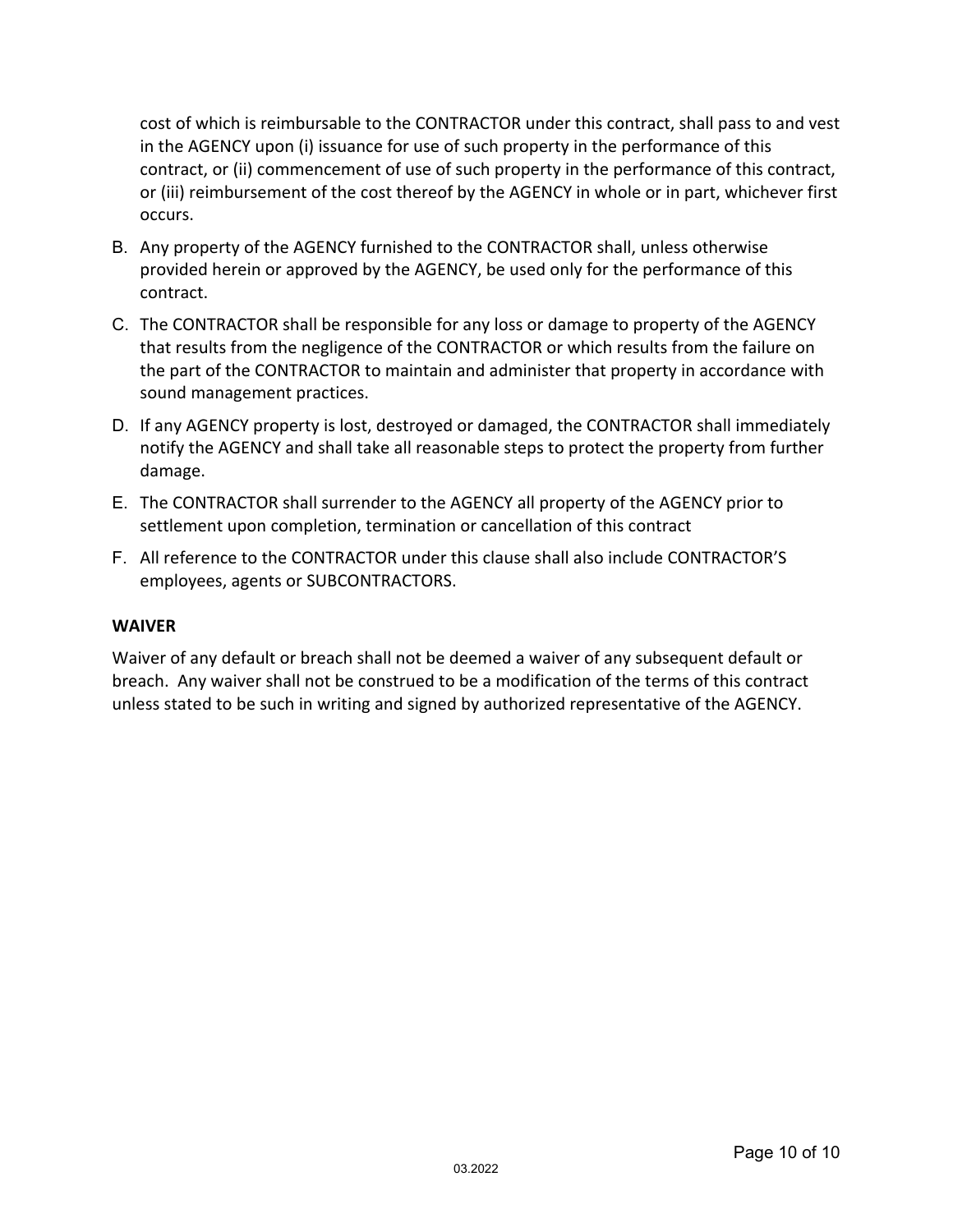cost of which is reimbursable to the CONTRACTOR under this contract, shall pass to and vest in the AGENCY upon (i) issuance for use of such property in the performance of this contract, or (ii) commencement of use of such property in the performance of this contract, or (iii) reimbursement of the cost thereof by the AGENCY in whole or in part, whichever first occurs.

B. Any property of the AGENCY furnished to the CONTRACTOR shall, unless otherwise provided herein or approved by the AGENCY, be used only for the performance of this contract.

C. The CONTRACTOR shall be responsible for any loss or damage to property of the AGENCY that results from the negligence of the CONTRACTOR or which results from the failure on the part of the CONTRACTOR to maintain and administer that property in accordance with sound management practices.

D. If any AGENCY property is lost, destroyed or damaged, the CONTRACTOR shall immediately notify the AGENCY and shall take all reasonable steps to protect the property from further damage.

E. The CONTRACTOR shall surrender to the AGENCY all property of the AGENCY prior to settlement upon completion, termination or cancellation of this contract

F. All reference to the CONTRACTOR under this clause shall also include CONTRACTOR'S employees, agents or SUBCONTRACTORS.

**WAIVER**

Waiver of any default or breach shall not be deemed a waiver of any subsequent default or breach. Any waiver shall not be construed to be a modification of the terms of this contract unless stated to be such in writing and signed by authorized representative of the AGENCY.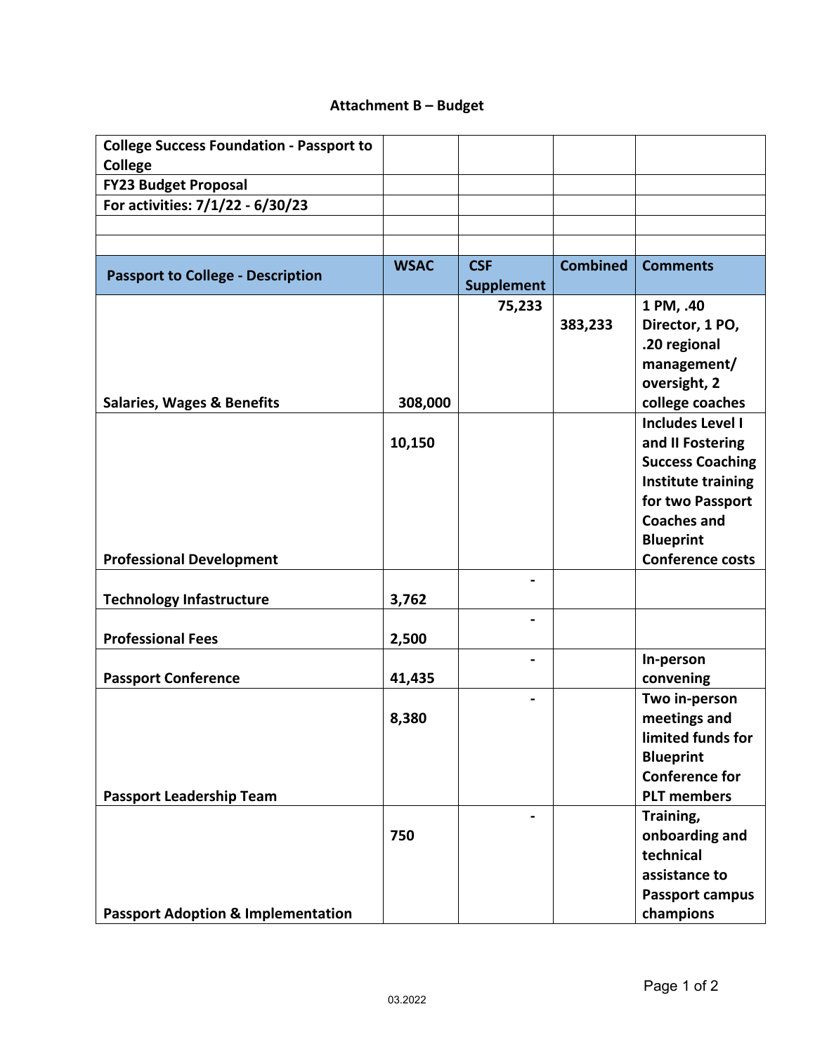# Attachment B – Budget

| **College Success Foundation - Passport to College** | | | | |
|---|---|---|---|---|
| **FY23 Budget Proposal** | | | | |
| **For activities: 7/1/22 - 6/30/23** | | | | |
| | | | | |
| | | | | |
| **Passport to College - Description** | **WSAC** | **CSF Supplement** | **Combined** | **Comments** |
| **Salaries, Wages & Benefits** | **308,000** | **75,233** | **383,233** | **1 PM, .40 Director, 1 PO, .20 regional management/ oversight, 2 college coaches** |
| **Professional Development** | **10,150** | | | **Includes Level I and II Fostering Success Coaching Institute training for two Passport Coaches and Blueprint Conference costs** |
| **Technology Infastructure** | **3,762** | **-** | | |
| **Professional Fees** | **2,500** | **-** | | |
| **Passport Conference** | **41,435** | **-** | | **In-person convening** |
| **Passport Leadership Team** | **8,380** | **-** | | **Two in-person meetings and limited funds for Blueprint Conference for PLT members** |
| **Passport Adoption & Implementation** | **750** | **-** | | **Training, onboarding and technical assistance to Passport campus champions** |

03.2022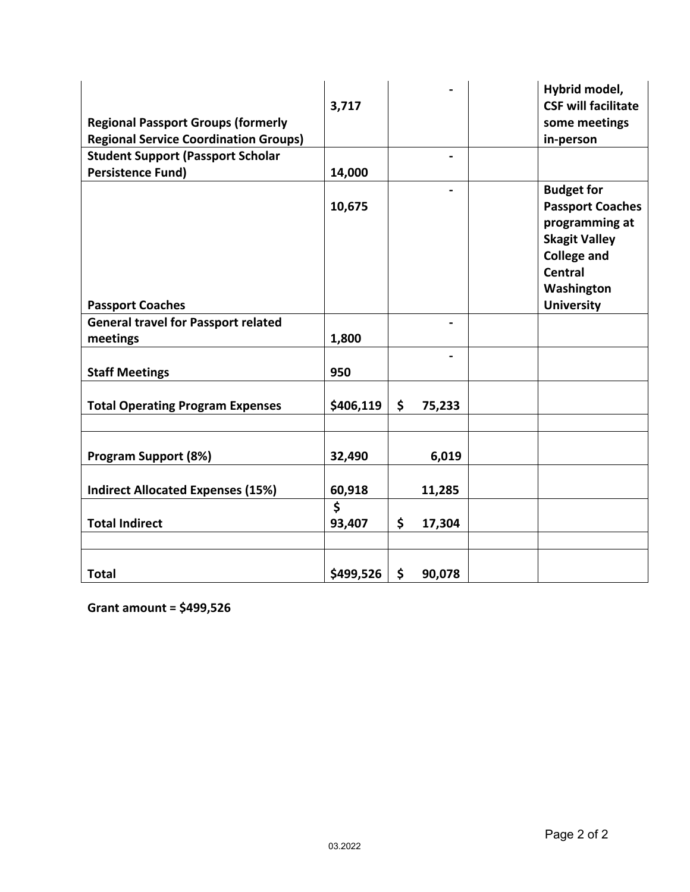| | | | | |
|---|---|---|---|---|
| **Regional Passport Groups (formerly Regional Service Coordination Groups)** | **3,717** | **-** | | **Hybrid model, CSF will facilitate some meetings in-person** |
| **Student Support (Passport Scholar Persistence Fund)** | **14,000** | **-** | | |
| **Passport Coaches** | **10,675** | **-** | | **Budget for Passport Coaches programming at Skagit Valley College and Central Washington University** |
| **General travel for Passport related meetings** | **1,800** | **-** | | |
| **Staff Meetings** | **950** | **-** | | |
| **Total Operating Program Expenses** | **$406,119** | **$ 75,233** | | |
| | | | | |
| **Program Support (8%)** | **32,490** | **6,019** | | |
| **Indirect Allocated Expenses (15%)** | **60,918** | **11,285** | | |
| **Total Indirect** | **$ 93,407** | **$ 17,304** | | |
| | | | | |
| **Total** | **$499,526** | **$ 90,078** | | |

**Grant amount = $499,526**

03.2022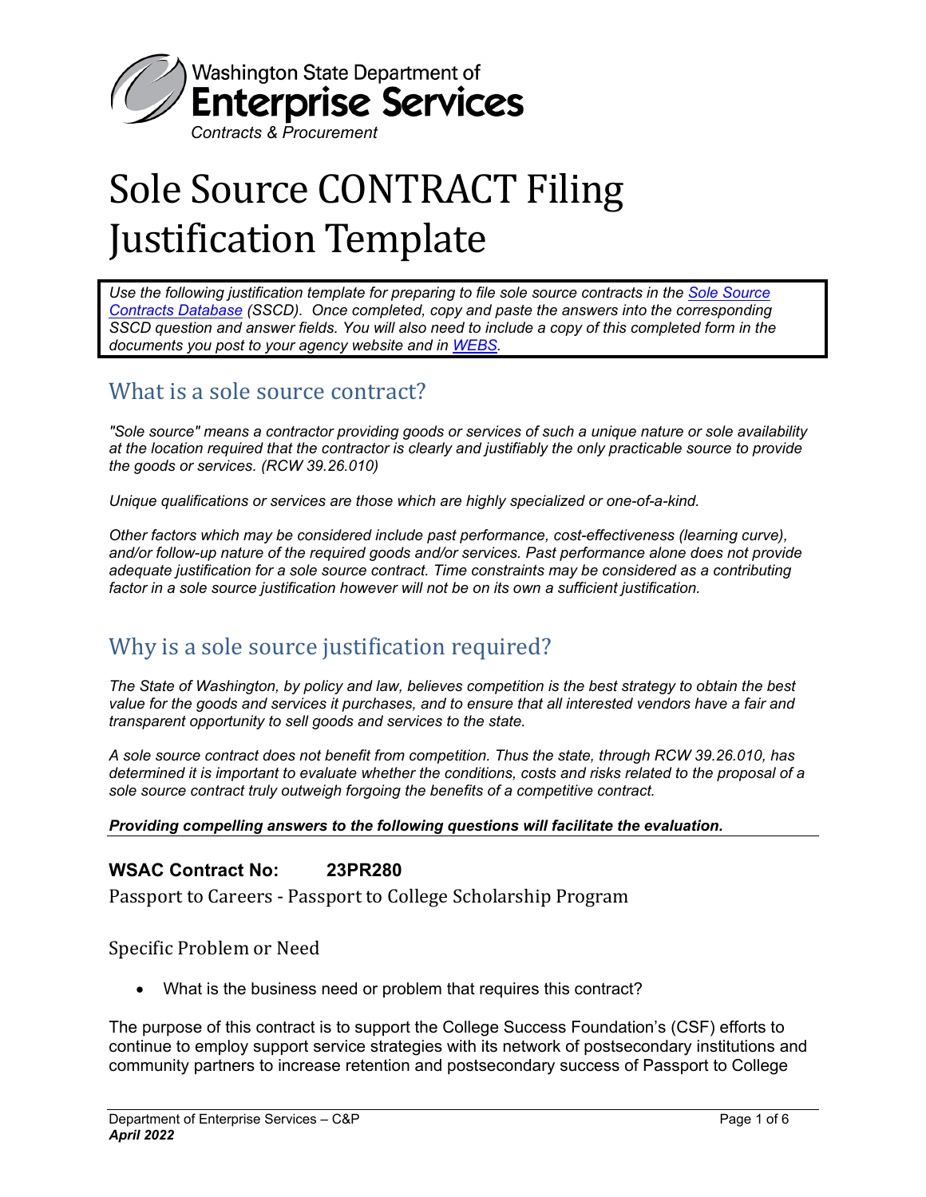# Sole Source CONTRACT Filing Justification Template

*Use the following justification template for preparing to file sole source contracts in the Sole Source Contracts Database (SSCD). Once completed, copy and paste the answers into the corresponding SSCD question and answer fields. You will also need to include a copy of this completed form in the documents you post to your agency website and in WEBS.*

## What is a sole source contract?

*"Sole source" means a contractor providing goods or services of such a unique nature or sole availability at the location required that the contractor is clearly and justifiably the only practicable source to provide the goods or services. (RCW 39.26.010)*

*Unique qualifications or services are those which are highly specialized or one-of-a-kind.*

*Other factors which may be considered include past performance, cost-effectiveness (learning curve), and/or follow-up nature of the required goods and/or services. Past performance alone does not provide adequate justification for a sole source contract. Time constraints may be considered as a contributing factor in a sole source justification however will not be on its own a sufficient justification.*

## Why is a sole source justification required?

*The State of Washington, by policy and law, believes competition is the best strategy to obtain the best value for the goods and services it purchases, and to ensure that all interested vendors have a fair and transparent opportunity to sell goods and services to the state.*

*A sole source contract does not benefit from competition. Thus the state, through RCW 39.26.010, has determined it is important to evaluate whether the conditions, costs and risks related to the proposal of a sole source contract truly outweigh forgoing the benefits of a competitive contract.*

***Providing compelling answers to the following questions will facilitate the evaluation.***

**WSAC Contract No: 23PR280**

Passport to Careers - Passport to College Scholarship Program

### Specific Problem or Need

- What is the business need or problem that requires this contract?

The purpose of this contract is to support the College Success Foundation's (CSF) efforts to continue to employ support service strategies with its network of postsecondary institutions and community partners to increase retention and postsecondary success of Passport to College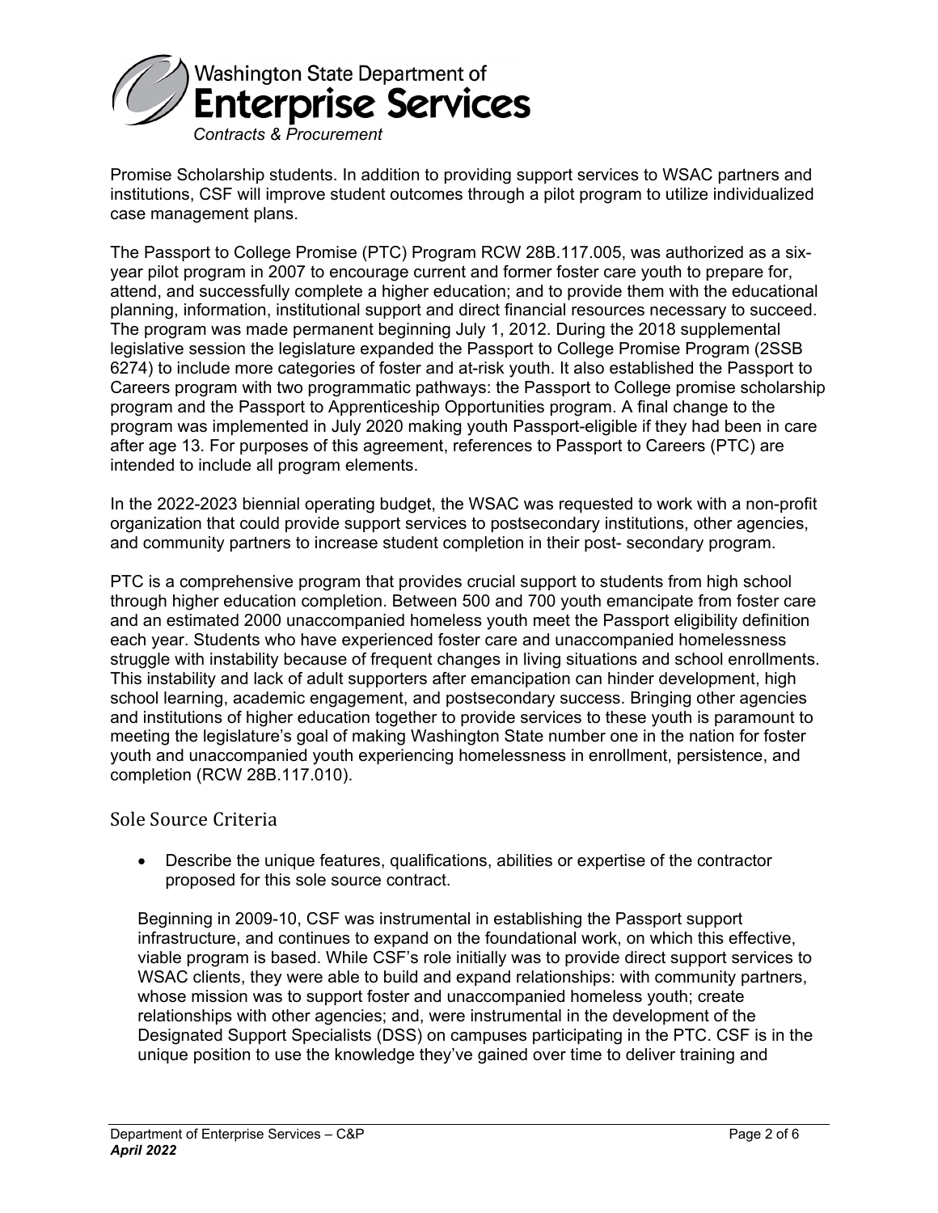Promise Scholarship students. In addition to providing support services to WSAC partners and institutions, CSF will improve student outcomes through a pilot program to utilize individualized case management plans.

The Passport to College Promise (PTC) Program RCW 28B.117.005, was authorized as a six-year pilot program in 2007 to encourage current and former foster care youth to prepare for, attend, and successfully complete a higher education; and to provide them with the educational planning, information, institutional support and direct financial resources necessary to succeed. The program was made permanent beginning July 1, 2012. During the 2018 supplemental legislative session the legislature expanded the Passport to College Promise Program (2SSB 6274) to include more categories of foster and at-risk youth. It also established the Passport to Careers program with two programmatic pathways: the Passport to College promise scholarship program and the Passport to Apprenticeship Opportunities program. A final change to the program was implemented in July 2020 making youth Passport-eligible if they had been in care after age 13. For purposes of this agreement, references to Passport to Careers (PTC) are intended to include all program elements.

In the 2022-2023 biennial operating budget, the WSAC was requested to work with a non-profit organization that could provide support services to postsecondary institutions, other agencies, and community partners to increase student completion in their post- secondary program.

PTC is a comprehensive program that provides crucial support to students from high school through higher education completion. Between 500 and 700 youth emancipate from foster care and an estimated 2000 unaccompanied homeless youth meet the Passport eligibility definition each year. Students who have experienced foster care and unaccompanied homelessness struggle with instability because of frequent changes in living situations and school enrollments. This instability and lack of adult supporters after emancipation can hinder development, high school learning, academic engagement, and postsecondary success. Bringing other agencies and institutions of higher education together to provide services to these youth is paramount to meeting the legislature's goal of making Washington State number one in the nation for foster youth and unaccompanied youth experiencing homelessness in enrollment, persistence, and completion (RCW 28B.117.010).

## Sole Source Criteria

- Describe the unique features, qualifications, abilities or expertise of the contractor proposed for this sole source contract.

Beginning in 2009-10, CSF was instrumental in establishing the Passport support infrastructure, and continues to expand on the foundational work, on which this effective, viable program is based. While CSF's role initially was to provide direct support services to WSAC clients, they were able to build and expand relationships: with community partners, whose mission was to support foster and unaccompanied homeless youth; create relationships with other agencies; and, were instrumental in the development of the Designated Support Specialists (DSS) on campuses participating in the PTC. CSF is in the unique position to use the knowledge they've gained over time to deliver training and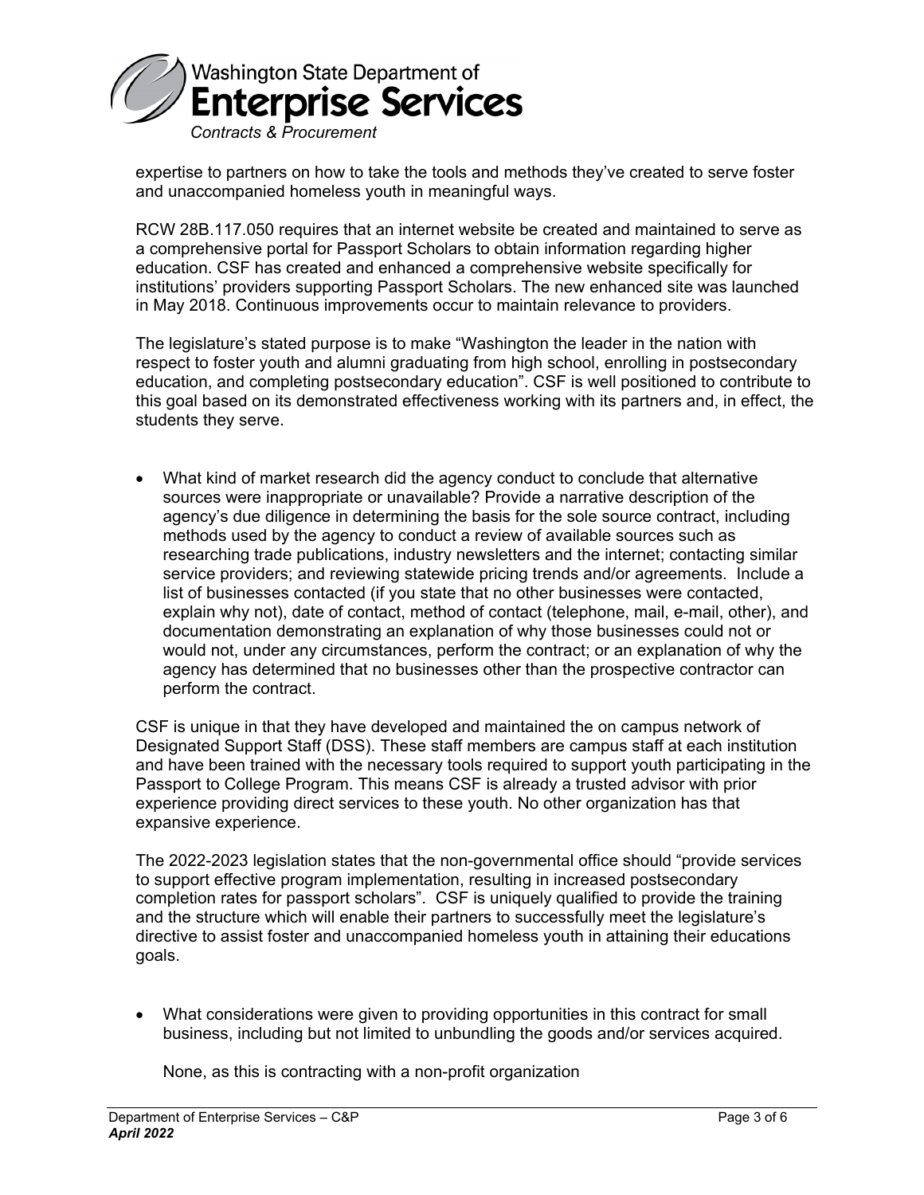expertise to partners on how to take the tools and methods they've created to serve foster and unaccompanied homeless youth in meaningful ways.

RCW 28B.117.050 requires that an internet website be created and maintained to serve as a comprehensive portal for Passport Scholars to obtain information regarding higher education. CSF has created and enhanced a comprehensive website specifically for institutions' providers supporting Passport Scholars. The new enhanced site was launched in May 2018. Continuous improvements occur to maintain relevance to providers.

The legislature's stated purpose is to make "Washington the leader in the nation with respect to foster youth and alumni graduating from high school, enrolling in postsecondary education, and completing postsecondary education". CSF is well positioned to contribute to this goal based on its demonstrated effectiveness working with its partners and, in effect, the students they serve.

- What kind of market research did the agency conduct to conclude that alternative sources were inappropriate or unavailable? Provide a narrative description of the agency's due diligence in determining the basis for the sole source contract, including methods used by the agency to conduct a review of available sources such as researching trade publications, industry newsletters and the internet; contacting similar service providers; and reviewing statewide pricing trends and/or agreements. Include a list of businesses contacted (if you state that no other businesses were contacted, explain why not), date of contact, method of contact (telephone, mail, e-mail, other), and documentation demonstrating an explanation of why those businesses could not or would not, under any circumstances, perform the contract; or an explanation of why the agency has determined that no businesses other than the prospective contractor can perform the contract.

CSF is unique in that they have developed and maintained the on campus network of Designated Support Staff (DSS). These staff members are campus staff at each institution and have been trained with the necessary tools required to support youth participating in the Passport to College Program. This means CSF is already a trusted advisor with prior experience providing direct services to these youth. No other organization has that expansive experience.

The 2022-2023 legislation states that the non-governmental office should "provide services to support effective program implementation, resulting in increased postsecondary completion rates for passport scholars". CSF is uniquely qualified to provide the training and the structure which will enable their partners to successfully meet the legislature's directive to assist foster and unaccompanied homeless youth in attaining their educations goals.

- What considerations were given to providing opportunities in this contract for small business, including but not limited to unbundling the goods and/or services acquired.

  None, as this is contracting with a non-profit organization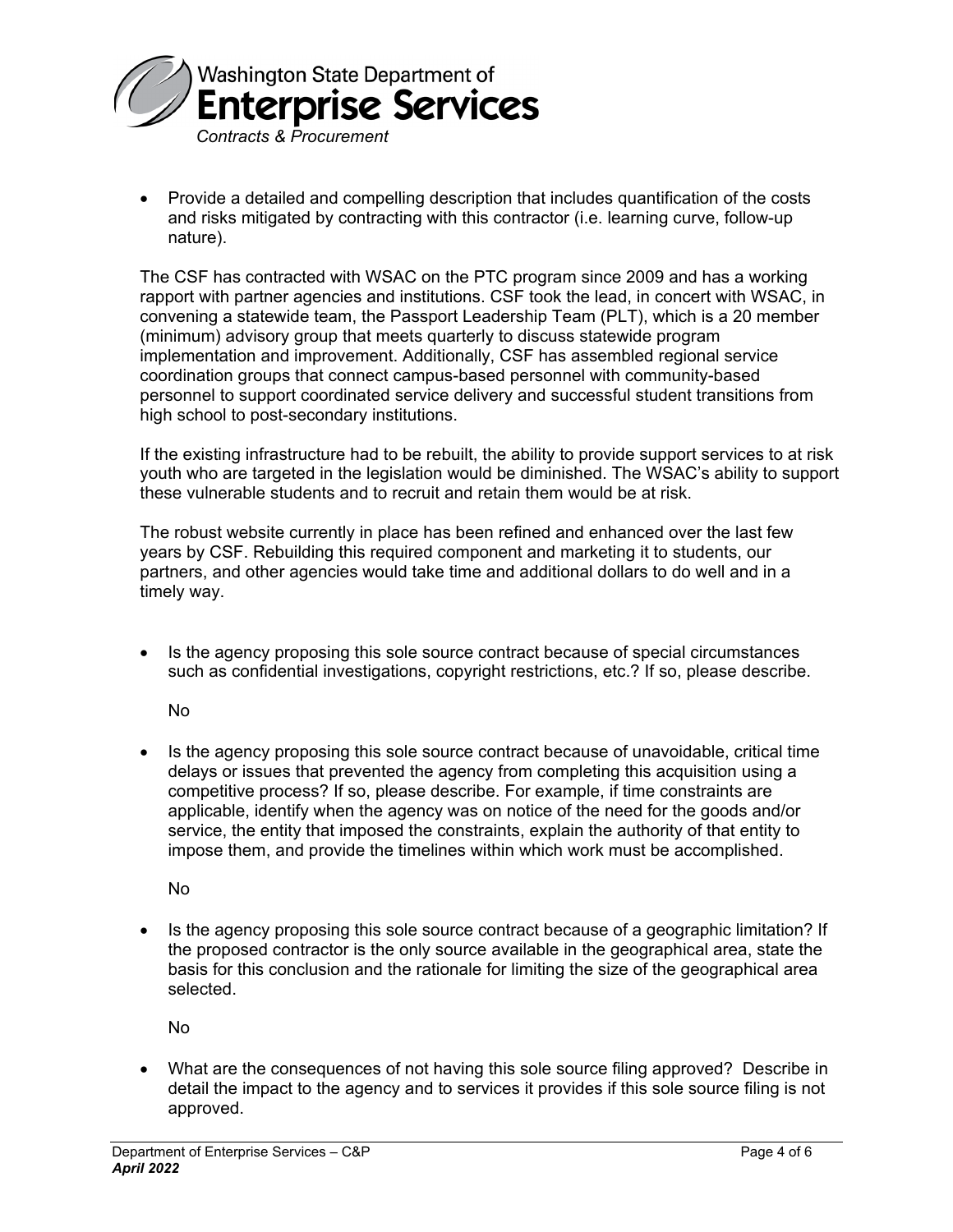- Provide a detailed and compelling description that includes quantification of the costs and risks mitigated by contracting with this contractor (i.e. learning curve, follow-up nature).

The CSF has contracted with WSAC on the PTC program since 2009 and has a working rapport with partner agencies and institutions. CSF took the lead, in concert with WSAC, in convening a statewide team, the Passport Leadership Team (PLT), which is a 20 member (minimum) advisory group that meets quarterly to discuss statewide program implementation and improvement. Additionally, CSF has assembled regional service coordination groups that connect campus-based personnel with community-based personnel to support coordinated service delivery and successful student transitions from high school to post-secondary institutions.

If the existing infrastructure had to be rebuilt, the ability to provide support services to at risk youth who are targeted in the legislation would be diminished. The WSAC's ability to support these vulnerable students and to recruit and retain them would be at risk.

The robust website currently in place has been refined and enhanced over the last few years by CSF. Rebuilding this required component and marketing it to students, our partners, and other agencies would take time and additional dollars to do well and in a timely way.

- Is the agency proposing this sole source contract because of special circumstances such as confidential investigations, copyright restrictions, etc.? If so, please describe.

  No

- Is the agency proposing this sole source contract because of unavoidable, critical time delays or issues that prevented the agency from completing this acquisition using a competitive process? If so, please describe. For example, if time constraints are applicable, identify when the agency was on notice of the need for the goods and/or service, the entity that imposed the constraints, explain the authority of that entity to impose them, and provide the timelines within which work must be accomplished.

  No

- Is the agency proposing this sole source contract because of a geographic limitation? If the proposed contractor is the only source available in the geographical area, state the basis for this conclusion and the rationale for limiting the size of the geographical area selected.

  No

- What are the consequences of not having this sole source filing approved? Describe in detail the impact to the agency and to services it provides if this sole source filing is not approved.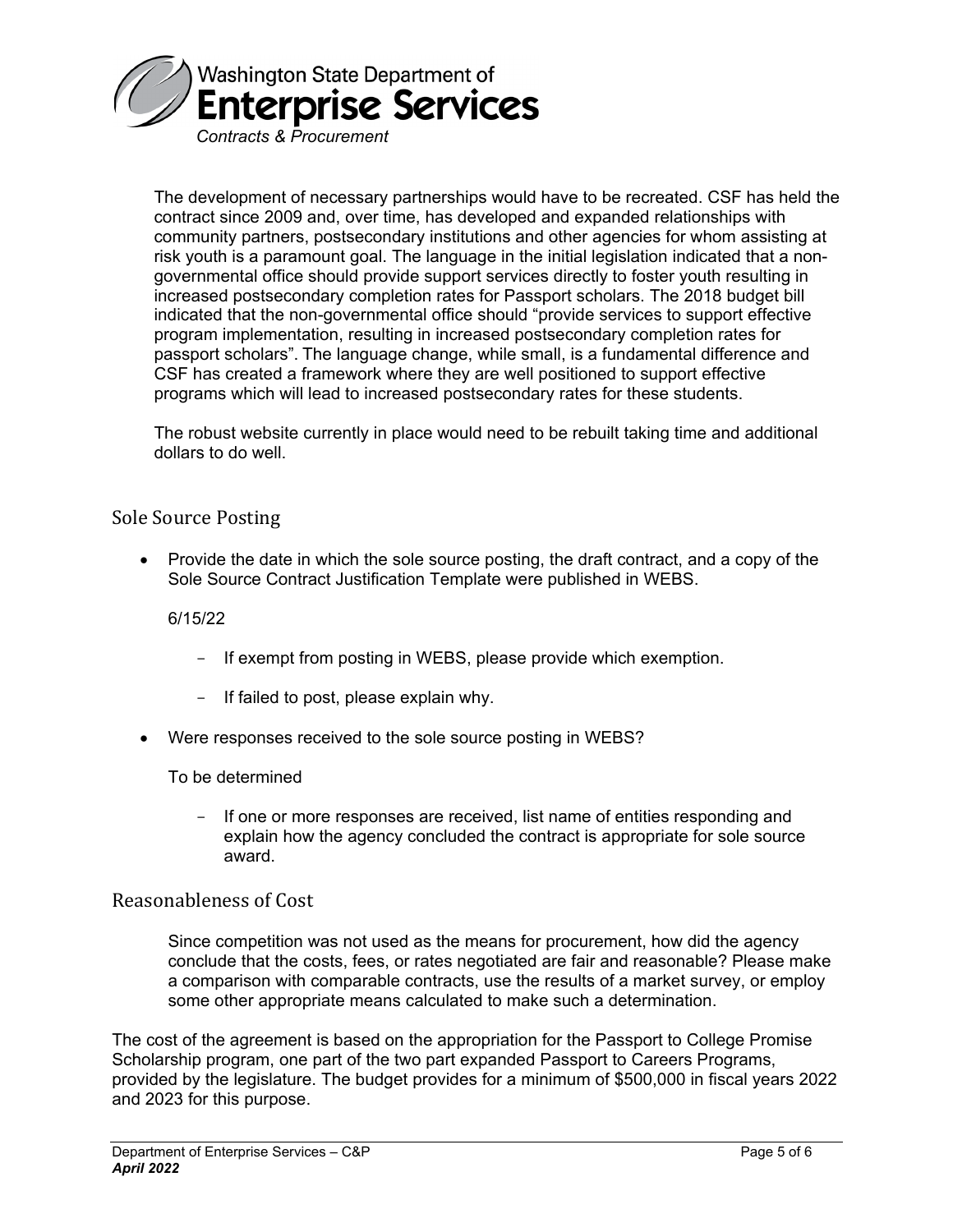The development of necessary partnerships would have to be recreated. CSF has held the contract since 2009 and, over time, has developed and expanded relationships with community partners, postsecondary institutions and other agencies for whom assisting at risk youth is a paramount goal. The language in the initial legislation indicated that a non-governmental office should provide support services directly to foster youth resulting in increased postsecondary completion rates for Passport scholars. The 2018 budget bill indicated that the non-governmental office should "provide services to support effective program implementation, resulting in increased postsecondary completion rates for passport scholars". The language change, while small, is a fundamental difference and CSF has created a framework where they are well positioned to support effective programs which will lead to increased postsecondary rates for these students.

The robust website currently in place would need to be rebuilt taking time and additional dollars to do well.

## Sole Source Posting

- Provide the date in which the sole source posting, the draft contract, and a copy of the Sole Source Contract Justification Template were published in WEBS.

  6/15/22

  - If exempt from posting in WEBS, please provide which exemption.
  - If failed to post, please explain why.

- Were responses received to the sole source posting in WEBS?

  To be determined

  - If one or more responses are received, list name of entities responding and explain how the agency concluded the contract is appropriate for sole source award.

## Reasonableness of Cost

Since competition was not used as the means for procurement, how did the agency conclude that the costs, fees, or rates negotiated are fair and reasonable? Please make a comparison with comparable contracts, use the results of a market survey, or employ some other appropriate means calculated to make such a determination.

The cost of the agreement is based on the appropriation for the Passport to College Promise Scholarship program, one part of the two part expanded Passport to Careers Programs, provided by the legislature. The budget provides for a minimum of $500,000 in fiscal years 2022 and 2023 for this purpose.